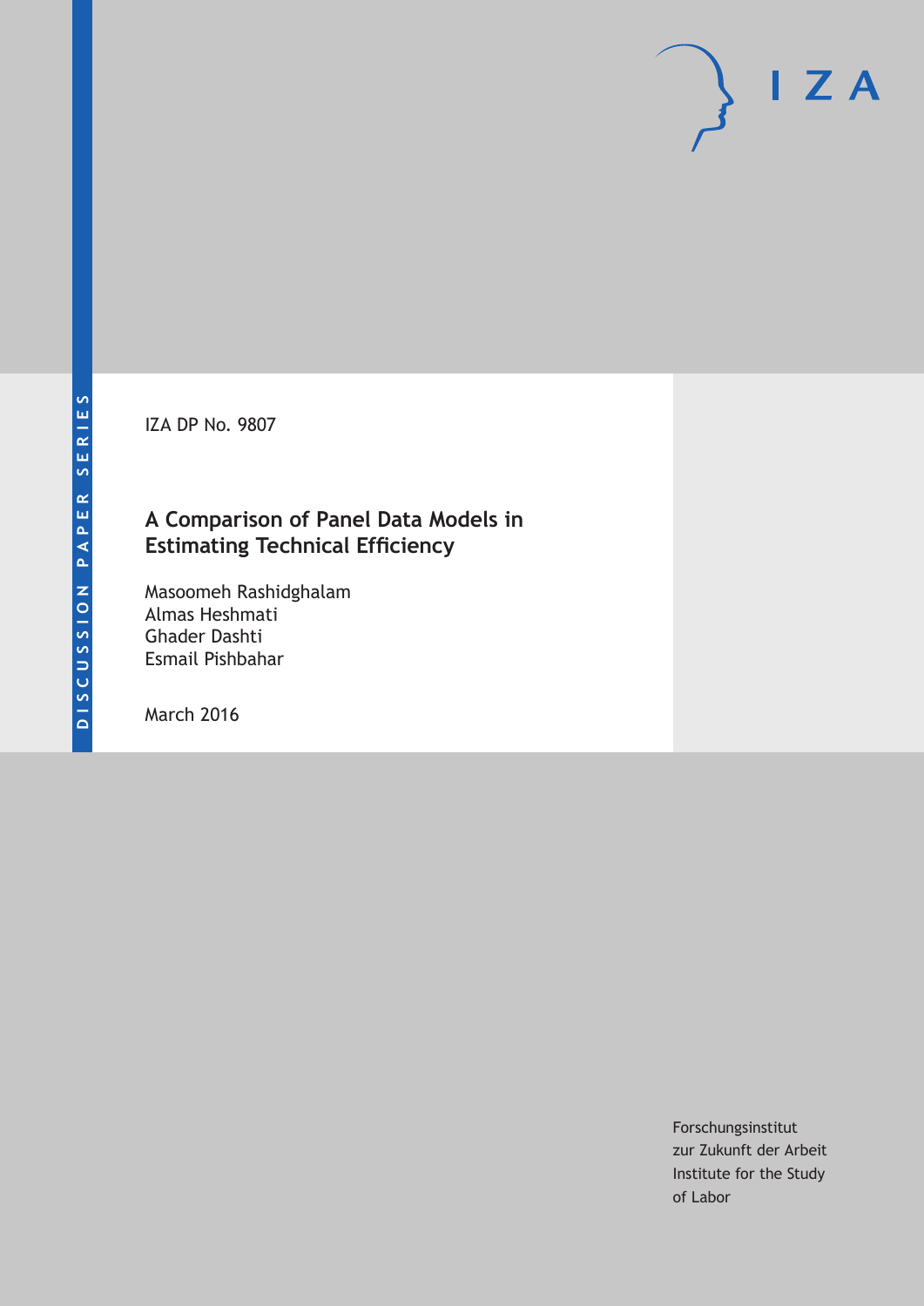DISCUSSION PAPER SERIES

IZA

IZA DP No. 9807

# A Comparison of Panel Data Models in Estimating Technical Efficiency

Masoomeh Rashidghalam
Almas Heshmati
Ghader Dashti
Esmail Pishbahar

March 2016

Forschungsinstitut
zur Zukunft der Arbeit
Institute for the Study
of Labor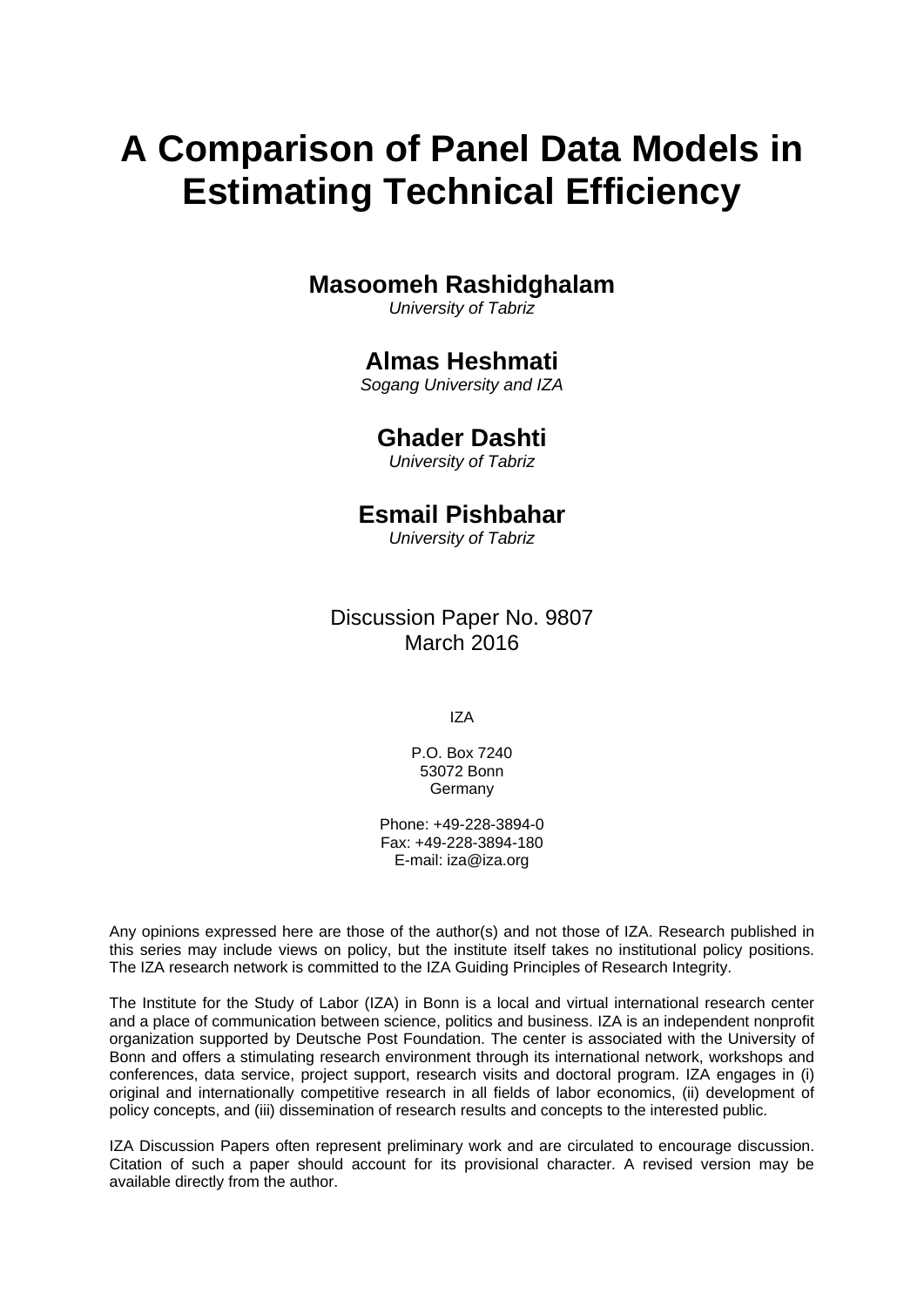# A Comparison of Panel Data Models in Estimating Technical Efficiency

**Masoomeh Rashidghalam**
*University of Tabriz*

**Almas Heshmati**
*Sogang University and IZA*

**Ghader Dashti**
*University of Tabriz*

**Esmail Pishbahar**
*University of Tabriz*

Discussion Paper No. 9807
March 2016

IZA

P.O. Box 7240
53072 Bonn
Germany

Phone: +49-228-3894-0
Fax: +49-228-3894-180
E-mail: iza@iza.org

Any opinions expressed here are those of the author(s) and not those of IZA. Research published in this series may include views on policy, but the institute itself takes no institutional policy positions. The IZA research network is committed to the IZA Guiding Principles of Research Integrity.

The Institute for the Study of Labor (IZA) in Bonn is a local and virtual international research center and a place of communication between science, politics and business. IZA is an independent nonprofit organization supported by Deutsche Post Foundation. The center is associated with the University of Bonn and offers a stimulating research environment through its international network, workshops and conferences, data service, project support, research visits and doctoral program. IZA engages in (i) original and internationally competitive research in all fields of labor economics, (ii) development of policy concepts, and (iii) dissemination of research results and concepts to the interested public.

IZA Discussion Papers often represent preliminary work and are circulated to encourage discussion. Citation of such a paper should account for its provisional character. A revised version may be available directly from the author.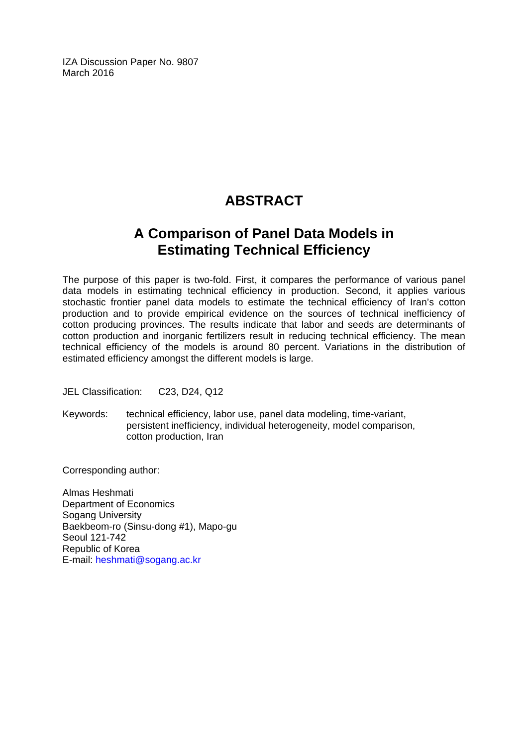IZA Discussion Paper No. 9807
March 2016

# ABSTRACT

## A Comparison of Panel Data Models in Estimating Technical Efficiency

The purpose of this paper is two-fold. First, it compares the performance of various panel data models in estimating technical efficiency in production. Second, it applies various stochastic frontier panel data models to estimate the technical efficiency of Iran's cotton production and to provide empirical evidence on the sources of technical inefficiency of cotton producing provinces. The results indicate that labor and seeds are determinants of cotton production and inorganic fertilizers result in reducing technical efficiency. The mean technical efficiency of the models is around 80 percent. Variations in the distribution of estimated efficiency amongst the different models is large.

JEL Classification: C23, D24, Q12

Keywords: technical efficiency, labor use, panel data modeling, time-variant, persistent inefficiency, individual heterogeneity, model comparison, cotton production, Iran

Corresponding author:

Almas Heshmati
Department of Economics
Sogang University
Baekbeom-ro (Sinsu-dong #1), Mapo-gu
Seoul 121-742
Republic of Korea
E-mail: heshmati@sogang.ac.kr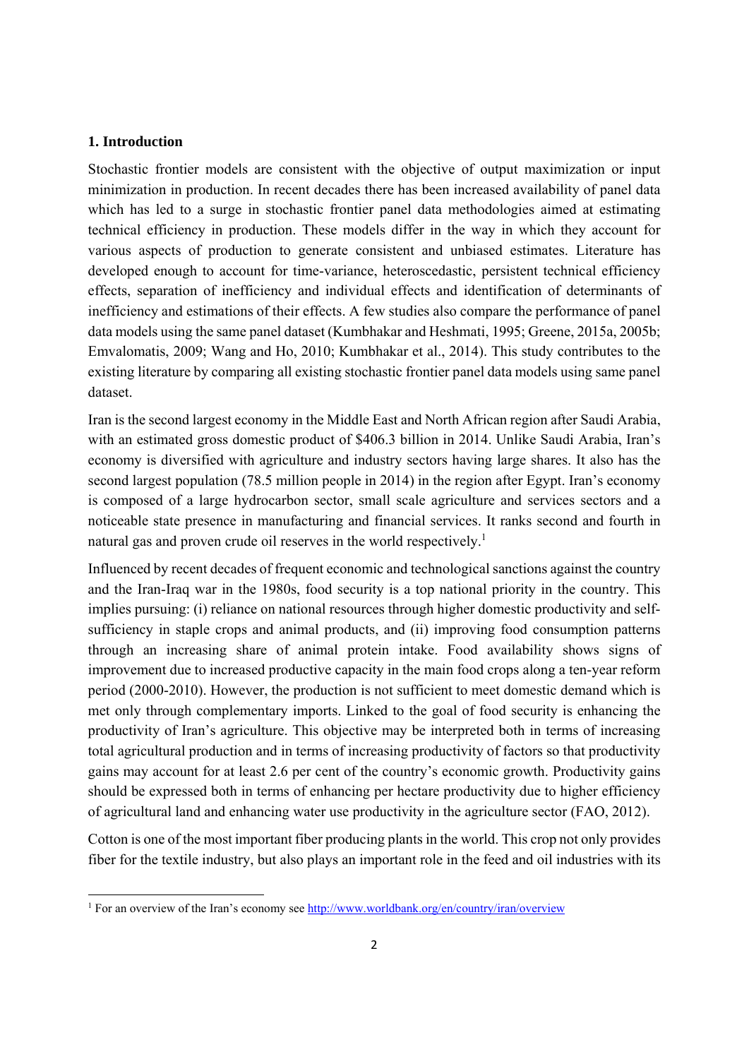## 1. Introduction

Stochastic frontier models are consistent with the objective of output maximization or input minimization in production. In recent decades there has been increased availability of panel data which has led to a surge in stochastic frontier panel data methodologies aimed at estimating technical efficiency in production. These models differ in the way in which they account for various aspects of production to generate consistent and unbiased estimates. Literature has developed enough to account for time-variance, heteroscedastic, persistent technical efficiency effects, separation of inefficiency and individual effects and identification of determinants of inefficiency and estimations of their effects. A few studies also compare the performance of panel data models using the same panel dataset (Kumbhakar and Heshmati, 1995; Greene, 2015a, 2005b; Emvalomatis, 2009; Wang and Ho, 2010; Kumbhakar et al., 2014). This study contributes to the existing literature by comparing all existing stochastic frontier panel data models using same panel dataset.

Iran is the second largest economy in the Middle East and North African region after Saudi Arabia, with an estimated gross domestic product of $406.3 billion in 2014. Unlike Saudi Arabia, Iran's economy is diversified with agriculture and industry sectors having large shares. It also has the second largest population (78.5 million people in 2014) in the region after Egypt. Iran's economy is composed of a large hydrocarbon sector, small scale agriculture and services sectors and a noticeable state presence in manufacturing and financial services. It ranks second and fourth in natural gas and proven crude oil reserves in the world respectively.[1]

Influenced by recent decades of frequent economic and technological sanctions against the country and the Iran-Iraq war in the 1980s, food security is a top national priority in the country. This implies pursuing: (i) reliance on national resources through higher domestic productivity and self-sufficiency in staple crops and animal products, and (ii) improving food consumption patterns through an increasing share of animal protein intake. Food availability shows signs of improvement due to increased productive capacity in the main food crops along a ten-year reform period (2000-2010). However, the production is not sufficient to meet domestic demand which is met only through complementary imports. Linked to the goal of food security is enhancing the productivity of Iran's agriculture. This objective may be interpreted both in terms of increasing total agricultural production and in terms of increasing productivity of factors so that productivity gains may account for at least 2.6 per cent of the country's economic growth. Productivity gains should be expressed both in terms of enhancing per hectare productivity due to higher efficiency of agricultural land and enhancing water use productivity in the agriculture sector (FAO, 2012).

Cotton is one of the most important fiber producing plants in the world. This crop not only provides fiber for the textile industry, but also plays an important role in the feed and oil industries with its

[1] For an overview of the Iran's economy see http://www.worldbank.org/en/country/iran/overview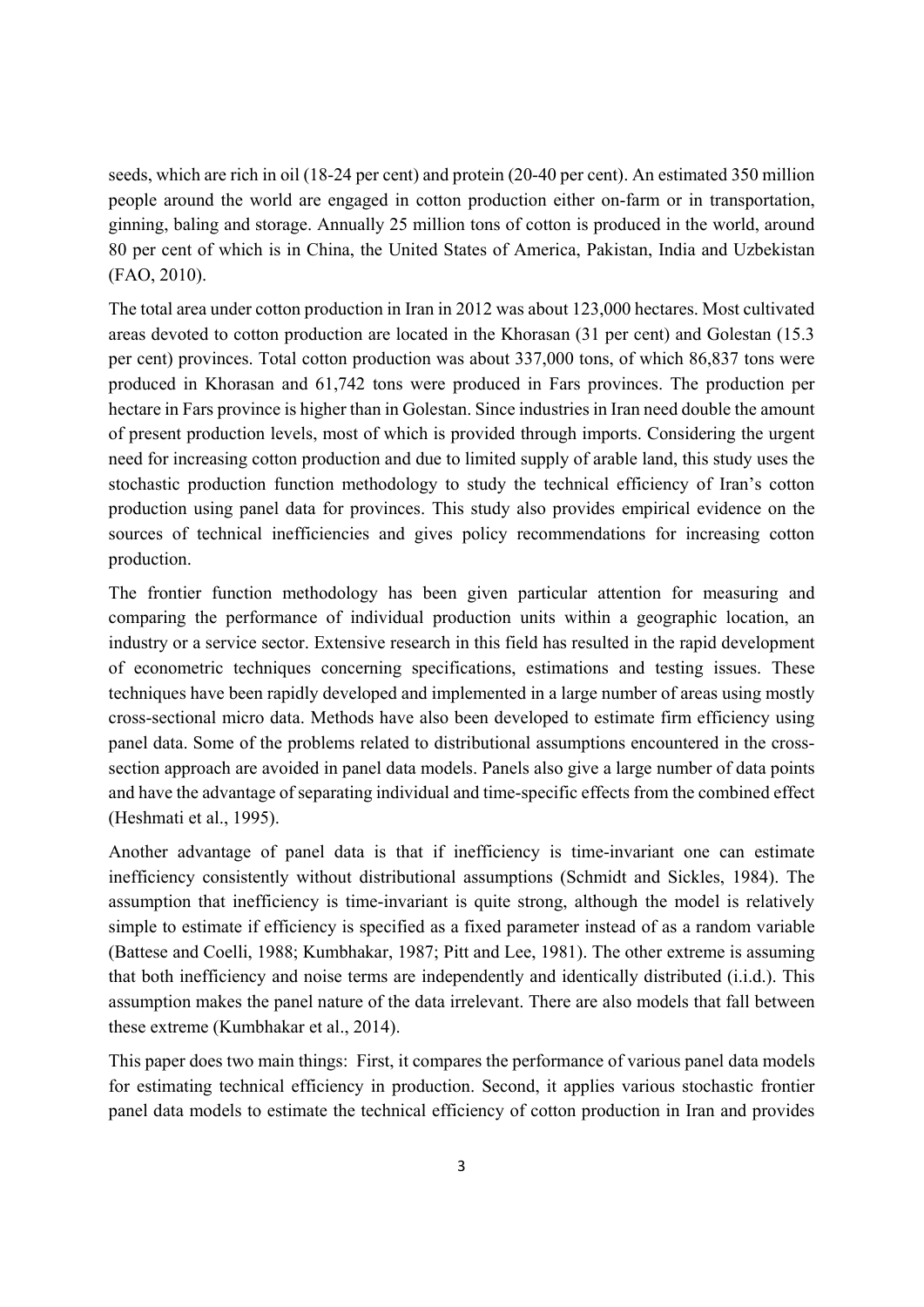seeds, which are rich in oil (18-24 per cent) and protein (20-40 per cent). An estimated 350 million people around the world are engaged in cotton production either on-farm or in transportation, ginning, baling and storage. Annually 25 million tons of cotton is produced in the world, around 80 per cent of which is in China, the United States of America, Pakistan, India and Uzbekistan (FAO, 2010).

The total area under cotton production in Iran in 2012 was about 123,000 hectares. Most cultivated areas devoted to cotton production are located in the Khorasan (31 per cent) and Golestan (15.3 per cent) provinces. Total cotton production was about 337,000 tons, of which 86,837 tons were produced in Khorasan and 61,742 tons were produced in Fars provinces. The production per hectare in Fars province is higher than in Golestan. Since industries in Iran need double the amount of present production levels, most of which is provided through imports. Considering the urgent need for increasing cotton production and due to limited supply of arable land, this study uses the stochastic production function methodology to study the technical efficiency of Iran's cotton production using panel data for provinces. This study also provides empirical evidence on the sources of technical inefficiencies and gives policy recommendations for increasing cotton production.

The frontier function methodology has been given particular attention for measuring and comparing the performance of individual production units within a geographic location, an industry or a service sector. Extensive research in this field has resulted in the rapid development of econometric techniques concerning specifications, estimations and testing issues. These techniques have been rapidly developed and implemented in a large number of areas using mostly cross-sectional micro data. Methods have also been developed to estimate firm efficiency using panel data. Some of the problems related to distributional assumptions encountered in the cross-section approach are avoided in panel data models. Panels also give a large number of data points and have the advantage of separating individual and time-specific effects from the combined effect (Heshmati et al., 1995).

Another advantage of panel data is that if inefficiency is time-invariant one can estimate inefficiency consistently without distributional assumptions (Schmidt and Sickles, 1984). The assumption that inefficiency is time-invariant is quite strong, although the model is relatively simple to estimate if efficiency is specified as a fixed parameter instead of as a random variable (Battese and Coelli, 1988; Kumbhakar, 1987; Pitt and Lee, 1981). The other extreme is assuming that both inefficiency and noise terms are independently and identically distributed (i.i.d.). This assumption makes the panel nature of the data irrelevant. There are also models that fall between these extreme (Kumbhakar et al., 2014).

This paper does two main things: First, it compares the performance of various panel data models for estimating technical efficiency in production. Second, it applies various stochastic frontier panel data models to estimate the technical efficiency of cotton production in Iran and provides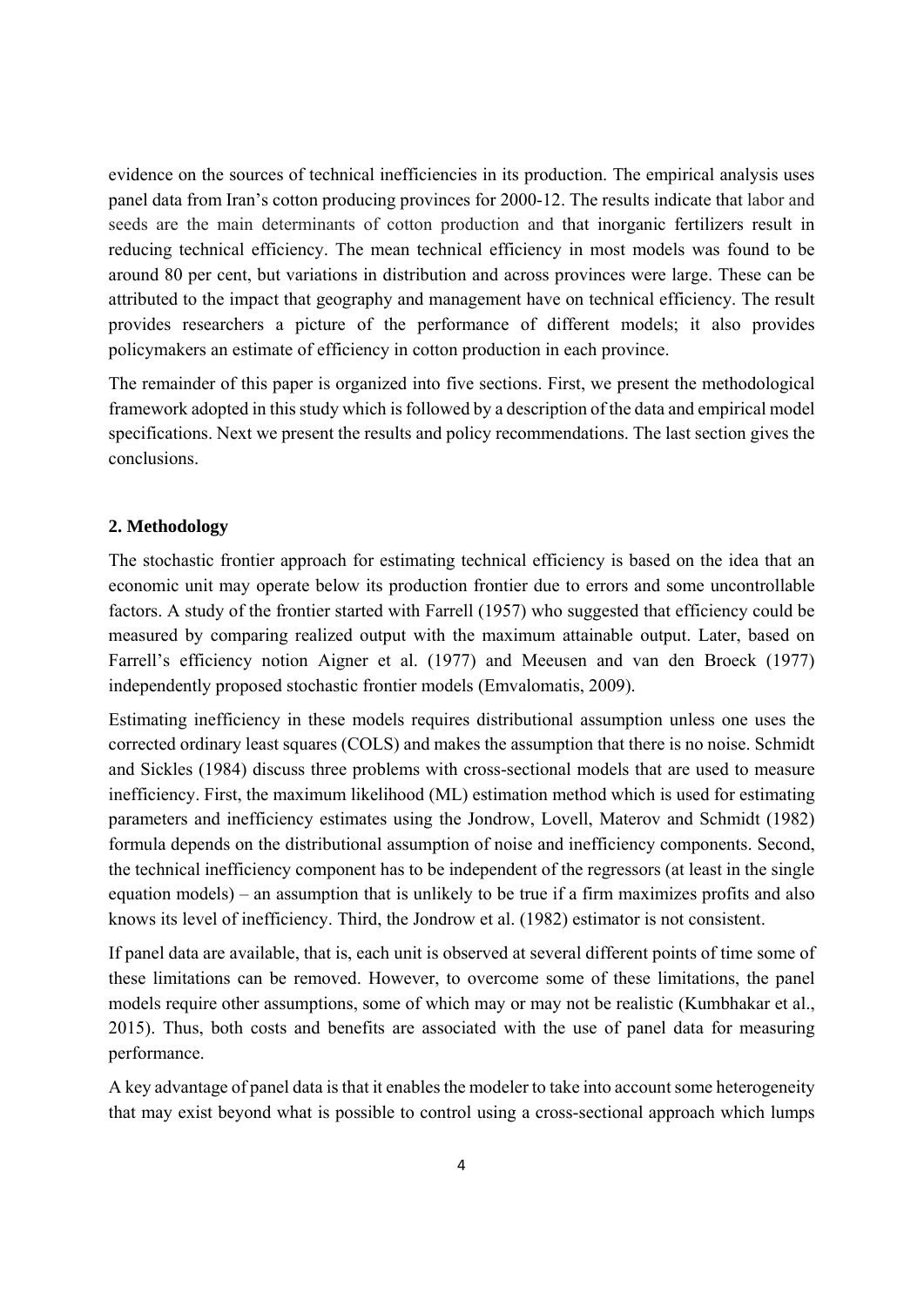evidence on the sources of technical inefficiencies in its production. The empirical analysis uses panel data from Iran's cotton producing provinces for 2000-12. The results indicate that labor and seeds are the main determinants of cotton production and that inorganic fertilizers result in reducing technical efficiency. The mean technical efficiency in most models was found to be around 80 per cent, but variations in distribution and across provinces were large. These can be attributed to the impact that geography and management have on technical efficiency. The result provides researchers a picture of the performance of different models; it also provides policymakers an estimate of efficiency in cotton production in each province.

The remainder of this paper is organized into five sections. First, we present the methodological framework adopted in this study which is followed by a description of the data and empirical model specifications. Next we present the results and policy recommendations. The last section gives the conclusions.

## 2. Methodology

The stochastic frontier approach for estimating technical efficiency is based on the idea that an economic unit may operate below its production frontier due to errors and some uncontrollable factors. A study of the frontier started with Farrell (1957) who suggested that efficiency could be measured by comparing realized output with the maximum attainable output. Later, based on Farrell's efficiency notion Aigner et al. (1977) and Meeusen and van den Broeck (1977) independently proposed stochastic frontier models (Emvalomatis, 2009).

Estimating inefficiency in these models requires distributional assumption unless one uses the corrected ordinary least squares (COLS) and makes the assumption that there is no noise. Schmidt and Sickles (1984) discuss three problems with cross-sectional models that are used to measure inefficiency. First, the maximum likelihood (ML) estimation method which is used for estimating parameters and inefficiency estimates using the Jondrow, Lovell, Materov and Schmidt (1982) formula depends on the distributional assumption of noise and inefficiency components. Second, the technical inefficiency component has to be independent of the regressors (at least in the single equation models) – an assumption that is unlikely to be true if a firm maximizes profits and also knows its level of inefficiency. Third, the Jondrow et al. (1982) estimator is not consistent.

If panel data are available, that is, each unit is observed at several different points of time some of these limitations can be removed. However, to overcome some of these limitations, the panel models require other assumptions, some of which may or may not be realistic (Kumbhakar et al., 2015). Thus, both costs and benefits are associated with the use of panel data for measuring performance.

A key advantage of panel data is that it enables the modeler to take into account some heterogeneity that may exist beyond what is possible to control using a cross-sectional approach which lumps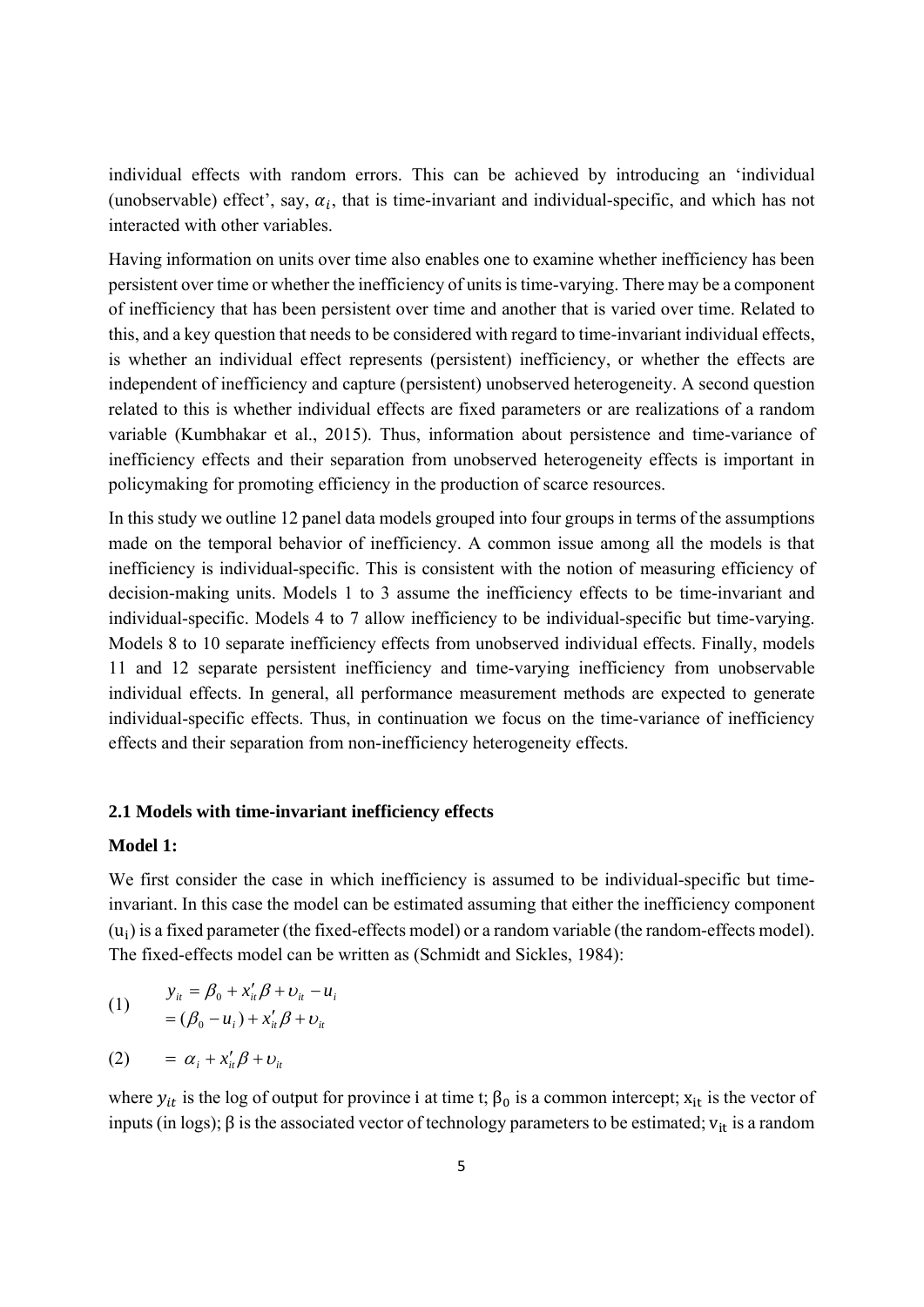individual effects with random errors. This can be achieved by introducing an 'individual (unobservable) effect', say, $\alpha_i$, that is time-invariant and individual-specific, and which has not interacted with other variables.

Having information on units over time also enables one to examine whether inefficiency has been persistent over time or whether the inefficiency of units is time-varying. There may be a component of inefficiency that has been persistent over time and another that is varied over time. Related to this, and a key question that needs to be considered with regard to time-invariant individual effects, is whether an individual effect represents (persistent) inefficiency, or whether the effects are independent of inefficiency and capture (persistent) unobserved heterogeneity. A second question related to this is whether individual effects are fixed parameters or are realizations of a random variable (Kumbhakar et al., 2015). Thus, information about persistence and time-variance of inefficiency effects and their separation from unobserved heterogeneity effects is important in policymaking for promoting efficiency in the production of scarce resources.

In this study we outline 12 panel data models grouped into four groups in terms of the assumptions made on the temporal behavior of inefficiency. A common issue among all the models is that inefficiency is individual-specific. This is consistent with the notion of measuring efficiency of decision-making units. Models 1 to 3 assume the inefficiency effects to be time-invariant and individual-specific. Models 4 to 7 allow inefficiency to be individual-specific but time-varying. Models 8 to 10 separate inefficiency effects from unobserved individual effects. Finally, models 11 and 12 separate persistent inefficiency and time-varying inefficiency from unobservable individual effects. In general, all performance measurement methods are expected to generate individual-specific effects. Thus, in continuation we focus on the time-variance of inefficiency effects and their separation from non-inefficiency heterogeneity effects.

### 2.1 Models with time-invariant inefficiency effects

**Model 1:**

We first consider the case in which inefficiency is assumed to be individual-specific but time-invariant. In this case the model can be estimated assuming that either the inefficiency component ($u_i$) is a fixed parameter (the fixed-effects model) or a random variable (the random-effects model). The fixed-effects model can be written as (Schmidt and Sickles, 1984):

$$(1) \qquad \begin{aligned} y_{it} &= \beta_0 + x'_{it}\beta + \upsilon_{it} - u_i \\ &= (\beta_0 - u_i) + x'_{it}\beta + \upsilon_{it} \end{aligned}$$

$$(2) \qquad = \alpha_i + x'_{it}\beta + \upsilon_{it}$$

where $y_{it}$ is the log of output for province i at time t; $\beta_0$ is a common intercept; $x_{it}$ is the vector of inputs (in logs); $\beta$ is the associated vector of technology parameters to be estimated; $v_{it}$ is a random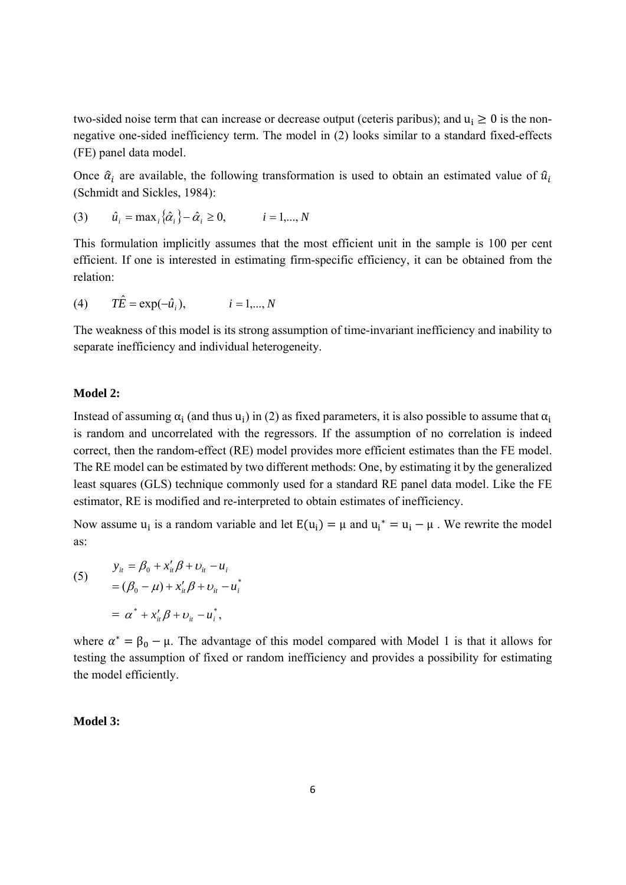two-sided noise term that can increase or decrease output (ceteris paribus); and $u_i \geq 0$ is the non-negative one-sided inefficiency term. The model in (2) looks similar to a standard fixed-effects (FE) panel data model.

Once $\hat{\alpha}_i$ are available, the following transformation is used to obtain an estimated value of $\hat{u}_i$ (Schmidt and Sickles, 1984):

$$\text{(3)} \qquad \hat{u}_i = \max_i \{\hat{\alpha}_i\} - \hat{\alpha}_i \geq 0, \qquad i = 1,..., N$$

This formulation implicitly assumes that the most efficient unit in the sample is 100 per cent efficient. If one is interested in estimating firm-specific efficiency, it can be obtained from the relation:

$$\text{(4)} \qquad \hat{TE} = \exp(-\hat{u}_i), \qquad i = 1,..., N$$

The weakness of this model is its strong assumption of time-invariant inefficiency and inability to separate inefficiency and individual heterogeneity.

**Model 2:**

Instead of assuming $\alpha_i$ (and thus $u_i$) in (2) as fixed parameters, it is also possible to assume that $\alpha_i$ is random and uncorrelated with the regressors. If the assumption of no correlation is indeed correct, then the random-effect (RE) model provides more efficient estimates than the FE model. The RE model can be estimated by two different methods: One, by estimating it by the generalized least squares (GLS) technique commonly used for a standard RE panel data model. Like the FE estimator, RE is modified and re-interpreted to obtain estimates of inefficiency.

Now assume $u_i$ is a random variable and let $E(u_i) = \mu$ and $u_i^* = u_i - \mu$ . We rewrite the model as:

$$\text{(5)} \qquad \begin{aligned} y_{it} &= \beta_0 + x'_{it}\beta + \upsilon_{it} - u_i \\ &= (\beta_0 - \mu) + x'_{it}\beta + \upsilon_{it} - u_i^* \\ &= \alpha^* + x'_{it}\beta + \upsilon_{it} - u_i^*, \end{aligned}$$

where $\alpha^* = \beta_0 - \mu$. The advantage of this model compared with Model 1 is that it allows for testing the assumption of fixed or random inefficiency and provides a possibility for estimating the model efficiently.

**Model 3:**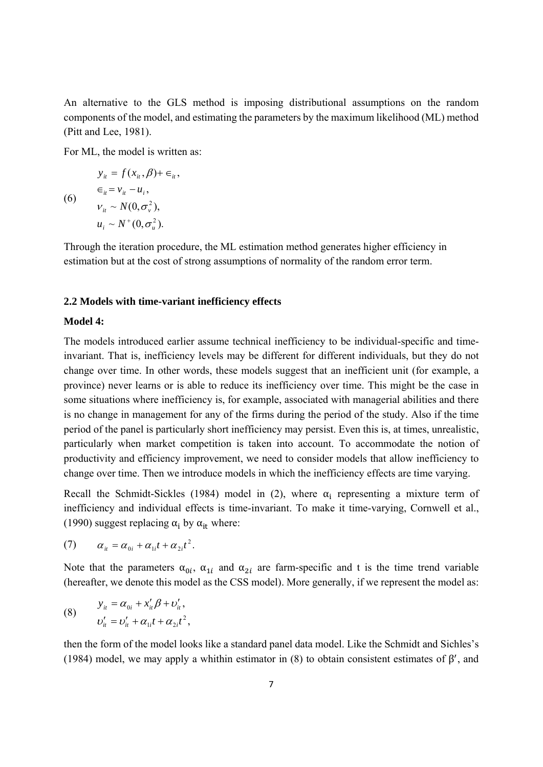An alternative to the GLS method is imposing distributional assumptions on the random components of the model, and estimating the parameters by the maximum likelihood (ML) method (Pitt and Lee, 1981).

For ML, the model is written as:

$$
(6) \qquad
\begin{aligned}
y_{it} &= f(x_{it}, \beta) + \in_{it}, \\
\in_{it} &= v_{it} - u_i, \\
v_{it} &\sim N(0, \sigma_v^2), \\
u_i &\sim N^+(0, \sigma_u^2).
\end{aligned}
$$

Through the iteration procedure, the ML estimation method generates higher efficiency in estimation but at the cost of strong assumptions of normality of the random error term.

### 2.2 Models with time-variant inefficiency effects

**Model 4:**

The models introduced earlier assume technical inefficiency to be individual-specific and time-invariant. That is, inefficiency levels may be different for different individuals, but they do not change over time. In other words, these models suggest that an inefficient unit (for example, a province) never learns or is able to reduce its inefficiency over time. This might be the case in some situations where inefficiency is, for example, associated with managerial abilities and there is no change in management for any of the firms during the period of the study. Also if the time period of the panel is particularly short inefficiency may persist. Even this is, at times, unrealistic, particularly when market competition is taken into account. To accommodate the notion of productivity and efficiency improvement, we need to consider models that allow inefficiency to change over time. Then we introduce models in which the inefficiency effects are time varying.

Recall the Schmidt-Sickles (1984) model in (2), where $\alpha_i$ representing a mixture term of inefficiency and individual effects is time-invariant. To make it time-varying, Cornwell et al., (1990) suggest replacing $\alpha_i$ by $\alpha_{it}$ where:

$$
(7) \qquad \alpha_{it} = \alpha_{0i} + \alpha_{1i} t + \alpha_{2i} t^2.
$$

Note that the parameters $\alpha_{0i}$, $\alpha_{1i}$ and $\alpha_{2i}$ are farm-specific and t is the time trend variable (hereafter, we denote this model as the CSS model). More generally, if we represent the model as:

$$
(8) \qquad
\begin{aligned}
y_{it} &= \alpha_{0i} + x_{it}' \beta + \upsilon_{it}', \\
\upsilon_{it}' &= \upsilon_{it}' + \alpha_{1i} t + \alpha_{2i} t^2,
\end{aligned}
$$

then the form of the model looks like a standard panel data model. Like the Schmidt and Sichles's (1984) model, we may apply a whithin estimator in (8) to obtain consistent estimates of $\beta'$, and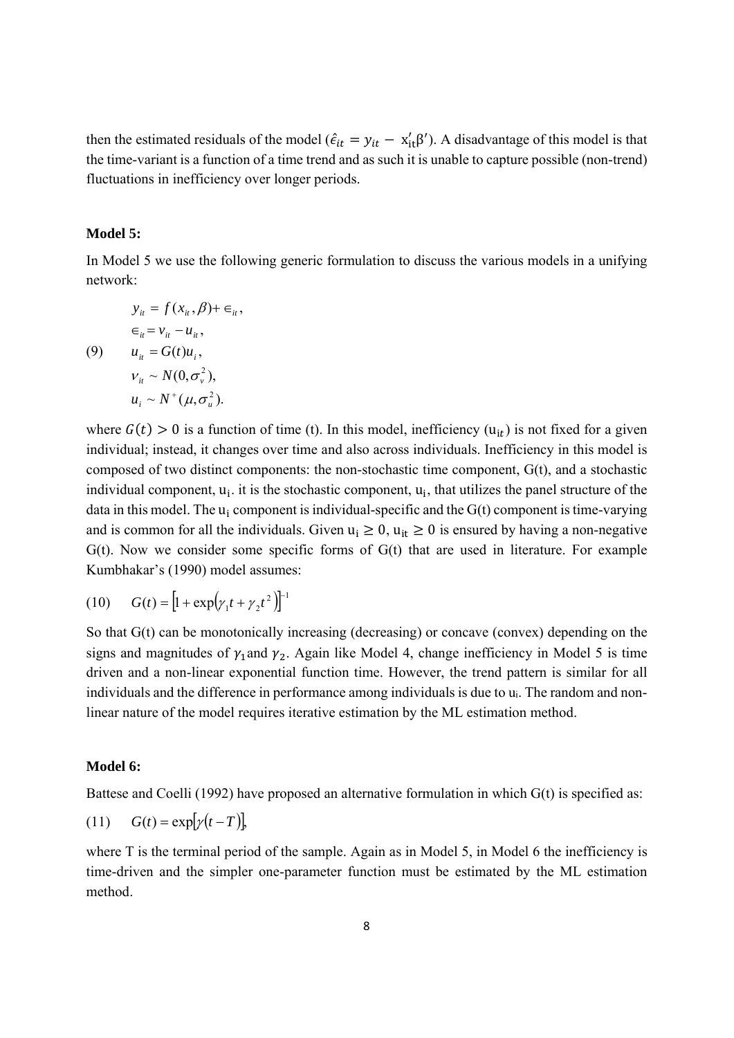then the estimated residuals of the model ($\hat{\epsilon}_{it} = y_{it} - x'_{it}\beta'$). A disadvantage of this model is that the time-variant is a function of a time trend and as such it is unable to capture possible (non-trend) fluctuations in inefficiency over longer periods.

**Model 5:**

In Model 5 we use the following generic formulation to discuss the various models in a unifying network:

$$
\begin{aligned}
& y_{it} = f(x_{it}, \beta) + \in_{it}, \\
& \in_{it} = v_{it} - u_{it}, \\
(9) \quad & u_{it} = G(t)u_i, \\
& v_{it} \sim N(0, \sigma_v^2), \\
& u_i \sim N^+(\mu, \sigma_u^2).
\end{aligned}
$$

where $G(t) > 0$ is a function of time (t). In this model, inefficiency ($u_{it}$) is not fixed for a given individual; instead, it changes over time and also across individuals. Inefficiency in this model is composed of two distinct components: the non-stochastic time component, G(t), and a stochastic individual component, $u_i$. it is the stochastic component, $u_i$, that utilizes the panel structure of the data in this model. The $u_i$ component is individual-specific and the G(t) component is time-varying and is common for all the individuals. Given $u_i \geq 0$, $u_{it} \geq 0$ is ensured by having a non-negative G(t). Now we consider some specific forms of G(t) that are used in literature. For example Kumbhakar's (1990) model assumes:

$$(10) \quad G(t) = \left[1 + \exp\left(\gamma_1 t + \gamma_2 t^2\right)\right]^{-1}$$

So that G(t) can be monotonically increasing (decreasing) or concave (convex) depending on the signs and magnitudes of $\gamma_1$ and $\gamma_2$. Again like Model 4, change inefficiency in Model 5 is time driven and a non-linear exponential function time. However, the trend pattern is similar for all individuals and the difference in performance among individuals is due to $u_i$. The random and non-linear nature of the model requires iterative estimation by the ML estimation method.

**Model 6:**

Battese and Coelli (1992) have proposed an alternative formulation in which G(t) is specified as:

$$(11) \quad G(t) = \exp[\gamma(t - T)],$$

where T is the terminal period of the sample. Again as in Model 5, in Model 6 the inefficiency is time-driven and the simpler one-parameter function must be estimated by the ML estimation method.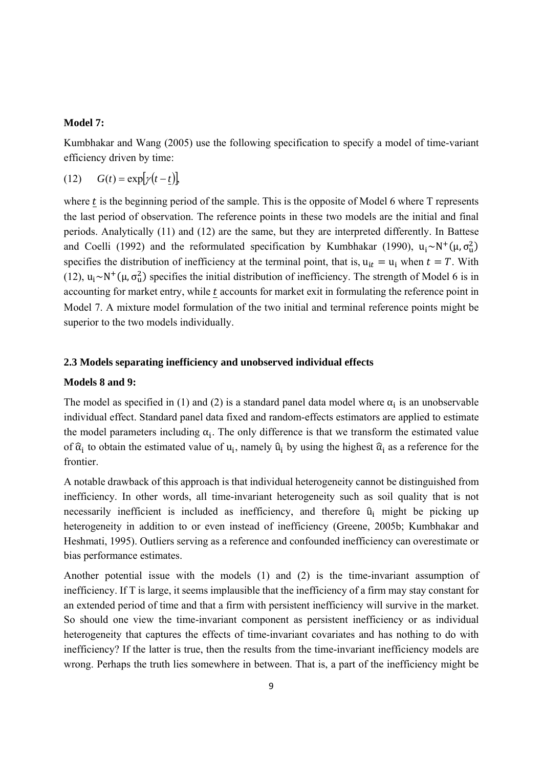**Model 7:**

Kumbhakar and Wang (2005) use the following specification to specify a model of time-variant efficiency driven by time:

$$(12) \qquad G(t) = \exp[\gamma(t - \underline{t})],$$

where $\underline{t}$ is the beginning period of the sample. This is the opposite of Model 6 where T represents the last period of observation. The reference points in these two models are the initial and final periods. Analytically (11) and (12) are the same, but they are interpreted differently. In Battese and Coelli (1992) and the reformulated specification by Kumbhakar (1990), $u_i \sim N^+(\mu, \sigma_u^2)$ specifies the distribution of inefficiency at the terminal point, that is, $u_{it} = u_i$ when $t = T$. With (12), $u_i \sim N^+(\mu, \sigma_u^2)$ specifies the initial distribution of inefficiency. The strength of Model 6 is in accounting for market entry, while $\underline{t}$ accounts for market exit in formulating the reference point in Model 7. A mixture model formulation of the two initial and terminal reference points might be superior to the two models individually.

### 2.3 Models separating inefficiency and unobserved individual effects

**Models 8 and 9:**

The model as specified in (1) and (2) is a standard panel data model where $\alpha_i$ is an unobservable individual effect. Standard panel data fixed and random-effects estimators are applied to estimate the model parameters including $\alpha_i$. The only difference is that we transform the estimated value of $\hat{\alpha}_i$ to obtain the estimated value of $u_i$, namely $\hat{u}_i$ by using the highest $\hat{\alpha}_i$ as a reference for the frontier.

A notable drawback of this approach is that individual heterogeneity cannot be distinguished from inefficiency. In other words, all time-invariant heterogeneity such as soil quality that is not necessarily inefficient is included as inefficiency, and therefore $\hat{u}_i$ might be picking up heterogeneity in addition to or even instead of inefficiency (Greene, 2005b; Kumbhakar and Heshmati, 1995). Outliers serving as a reference and confounded inefficiency can overestimate or bias performance estimates.

Another potential issue with the models (1) and (2) is the time-invariant assumption of inefficiency. If T is large, it seems implausible that the inefficiency of a firm may stay constant for an extended period of time and that a firm with persistent inefficiency will survive in the market. So should one view the time-invariant component as persistent inefficiency or as individual heterogeneity that captures the effects of time-invariant covariates and has nothing to do with inefficiency? If the latter is true, then the results from the time-invariant inefficiency models are wrong. Perhaps the truth lies somewhere in between. That is, a part of the inefficiency might be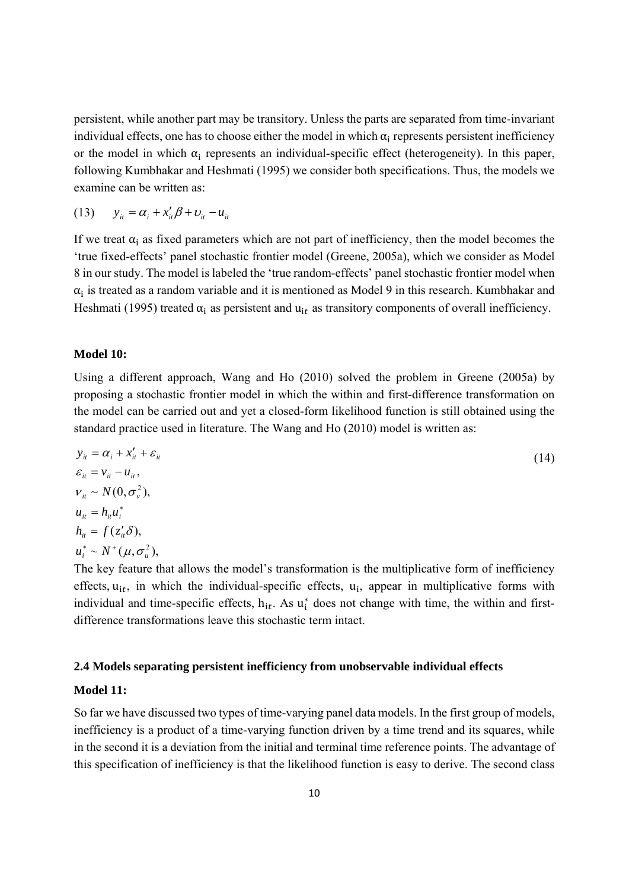persistent, while another part may be transitory. Unless the parts are separated from time-invariant individual effects, one has to choose either the model in which $\alpha_i$ represents persistent inefficiency or the model in which $\alpha_i$ represents an individual-specific effect (heterogeneity). In this paper, following Kumbhakar and Heshmati (1995) we consider both specifications. Thus, the models we examine can be written as:

$$y_{it} = \alpha_i + x_{it}'\beta + \upsilon_{it} - u_{it} \tag{13}$$

If we treat $\alpha_i$ as fixed parameters which are not part of inefficiency, then the model becomes the 'true fixed-effects' panel stochastic frontier model (Greene, 2005a), which we consider as Model 8 in our study. The model is labeled the 'true random-effects' panel stochastic frontier model when $\alpha_i$ is treated as a random variable and it is mentioned as Model 9 in this research. Kumbhakar and Heshmati (1995) treated $\alpha_i$ as persistent and $u_{it}$ as transitory components of overall inefficiency.

**Model 10:**

Using a different approach, Wang and Ho (2010) solved the problem in Greene (2005a) by proposing a stochastic frontier model in which the within and first-difference transformation on the model can be carried out and yet a closed-form likelihood function is still obtained using the standard practice used in literature. The Wang and Ho (2010) model is written as:

$$\begin{aligned}
y_{it} &= \alpha_i + x_{it}' + \varepsilon_{it} \\
\varepsilon_{it} &= v_{it} - u_{it}, \\
v_{it} &\sim N(0, \sigma_v^2), \\
u_{it} &= h_{it} u_i^* \\
h_{it} &= f(z_{it}'\delta), \\
u_i^* &\sim N^+(\mu, \sigma_u^2),
\end{aligned} \tag{14}$$

The key feature that allows the model's transformation is the multiplicative form of inefficiency effects, $u_{it}$, in which the individual-specific effects, $u_i$, appear in multiplicative forms with individual and time-specific effects, $h_{it}$. As $u_i^*$ does not change with time, the within and first-difference transformations leave this stochastic term intact.

### 2.4 Models separating persistent inefficiency from unobservable individual effects

**Model 11:**

So far we have discussed two types of time-varying panel data models. In the first group of models, inefficiency is a product of a time-varying function driven by a time trend and its squares, while in the second it is a deviation from the initial and terminal time reference points. The advantage of this specification of inefficiency is that the likelihood function is easy to derive. The second class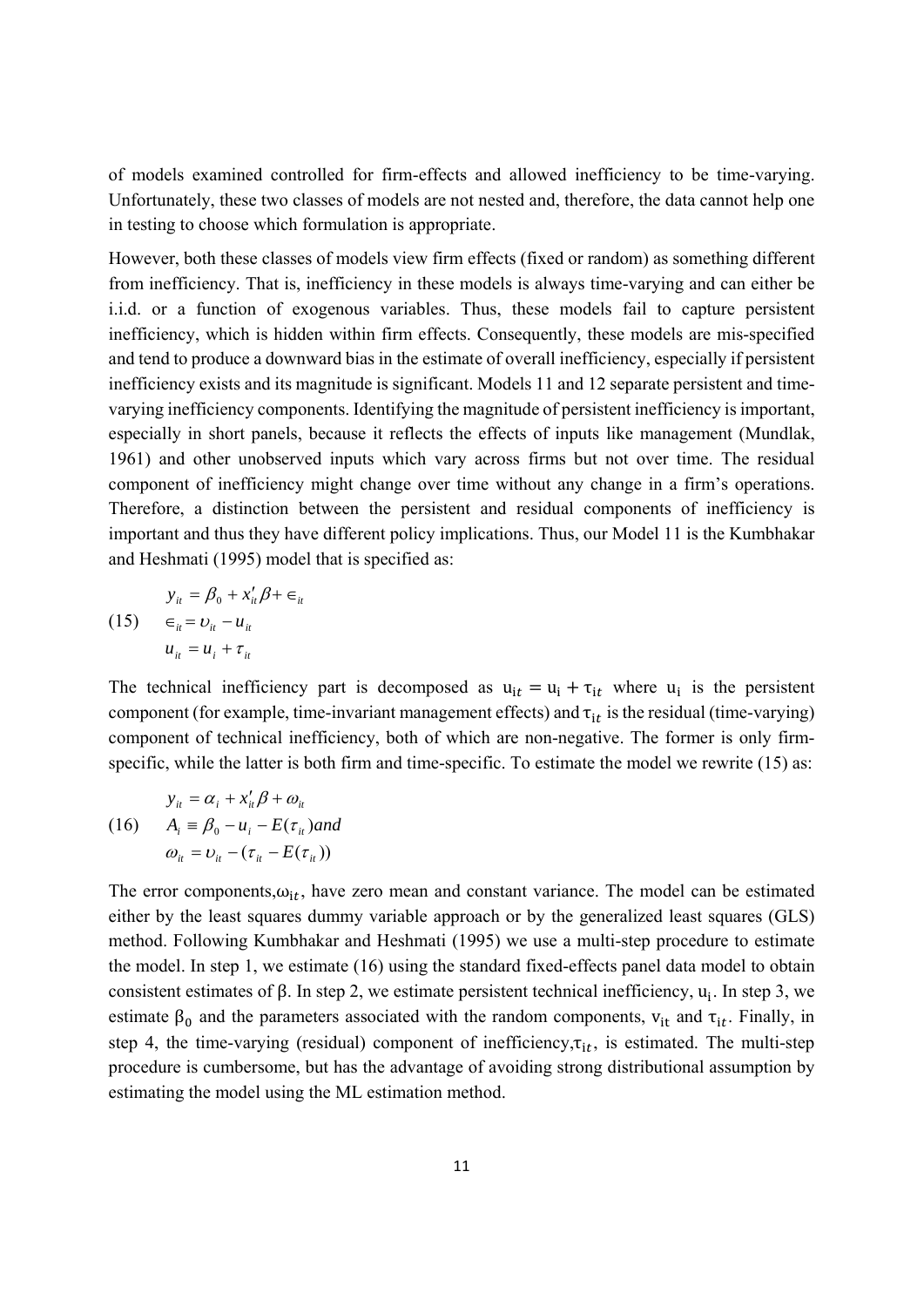of models examined controlled for firm-effects and allowed inefficiency to be time-varying. Unfortunately, these two classes of models are not nested and, therefore, the data cannot help one in testing to choose which formulation is appropriate.

However, both these classes of models view firm effects (fixed or random) as something different from inefficiency. That is, inefficiency in these models is always time-varying and can either be i.i.d. or a function of exogenous variables. Thus, these models fail to capture persistent inefficiency, which is hidden within firm effects. Consequently, these models are mis-specified and tend to produce a downward bias in the estimate of overall inefficiency, especially if persistent inefficiency exists and its magnitude is significant. Models 11 and 12 separate persistent and time-varying inefficiency components. Identifying the magnitude of persistent inefficiency is important, especially in short panels, because it reflects the effects of inputs like management (Mundlak, 1961) and other unobserved inputs which vary across firms but not over time. The residual component of inefficiency might change over time without any change in a firm's operations. Therefore, a distinction between the persistent and residual components of inefficiency is important and thus they have different policy implications. Thus, our Model 11 is the Kumbhakar and Heshmati (1995) model that is specified as:

$$
\begin{aligned}
(15) \quad & y_{it} = \beta_0 + x_{it}'\beta + \epsilon_{it} \\
& \epsilon_{it} = \upsilon_{it} - u_{it} \\
& u_{it} = u_i + \tau_{it}
\end{aligned}
$$

The technical inefficiency part is decomposed as $u_{it} = u_i + \tau_{it}$ where $u_i$ is the persistent component (for example, time-invariant management effects) and $\tau_{it}$ is the residual (time-varying) component of technical inefficiency, both of which are non-negative. The former is only firm-specific, while the latter is both firm and time-specific. To estimate the model we rewrite (15) as:

$$
\begin{aligned}
(16) \quad & y_{it} = \alpha_i + x_{it}'\beta + \omega_{it} \\
& A_i \equiv \beta_0 - u_i - E(\tau_{it}) \, and \\
& \omega_{it} = \upsilon_{it} - (\tau_{it} - E(\tau_{it}))
\end{aligned}
$$

The error components, $\omega_{it}$, have zero mean and constant variance. The model can be estimated either by the least squares dummy variable approach or by the generalized least squares (GLS) method. Following Kumbhakar and Heshmati (1995) we use a multi-step procedure to estimate the model. In step 1, we estimate (16) using the standard fixed-effects panel data model to obtain consistent estimates of β. In step 2, we estimate persistent technical inefficiency, $u_i$. In step 3, we estimate $\beta_0$ and the parameters associated with the random components, $v_{it}$ and $\tau_{it}$. Finally, in step 4, the time-varying (residual) component of inefficiency, $\tau_{it}$, is estimated. The multi-step procedure is cumbersome, but has the advantage of avoiding strong distributional assumption by estimating the model using the ML estimation method.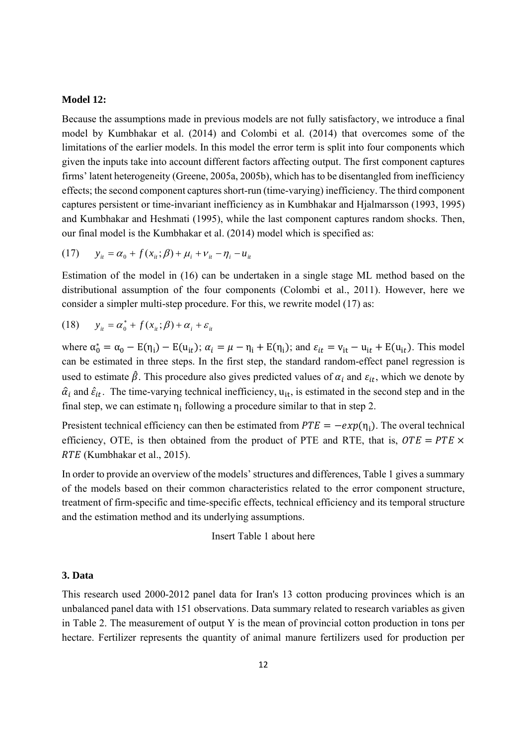**Model 12:**

Because the assumptions made in previous models are not fully satisfactory, we introduce a final model by Kumbhakar et al. (2014) and Colombi et al. (2014) that overcomes some of the limitations of the earlier models. In this model the error term is split into four components which given the inputs take into account different factors affecting output. The first component captures firms' latent heterogeneity (Greene, 2005a, 2005b), which has to be disentangled from inefficiency effects; the second component captures short-run (time-varying) inefficiency. The third component captures persistent or time-invariant inefficiency as in Kumbhakar and Hjalmarsson (1993, 1995) and Kumbhakar and Heshmati (1995), while the last component captures random shocks. Then, our final model is the Kumbhakar et al. (2014) model which is specified as:

$$(17) \qquad y_{it} = \alpha_0 + f(x_{it};\beta) + \mu_i + \nu_{it} - \eta_i - u_{it}$$

Estimation of the model in (16) can be undertaken in a single stage ML method based on the distributional assumption of the four components (Colombi et al., 2011). However, here we consider a simpler multi-step procedure. For this, we rewrite model (17) as:

$$(18) \qquad y_{it} = \alpha_0^* + f(x_{it};\beta) + \alpha_i + \varepsilon_{it}$$

where $\alpha_0^* = \alpha_0 - \mathrm{E}(\eta_i) - \mathrm{E}(u_{it})$; $\alpha_i = \mu - \eta_i + \mathrm{E}(\eta_i)$; and $\varepsilon_{it} = v_{it} - u_{it} + \mathrm{E}(u_{it})$. This model can be estimated in three steps. In the first step, the standard random-effect panel regression is used to estimate $\hat{\beta}$. This procedure also gives predicted values of $\alpha_i$ and $\varepsilon_{it}$, which we denote by $\hat{\alpha}_i$ and $\hat{\varepsilon}_{it}$. The time-varying technical inefficiency, $u_{it}$, is estimated in the second step and in the final step, we can estimate $\eta_i$ following a procedure similar to that in step 2.

Presistent technical efficiency can then be estimated from $PTE = -exp(\eta_i)$. The overal technical efficiency, OTE, is then obtained from the product of PTE and RTE, that is, $OTE = PTE \times RTE$ (Kumbhakar et al., 2015).

In order to provide an overview of the models' structures and differences, Table 1 gives a summary of the models based on their common characteristics related to the error component structure, treatment of firm-specific and time-specific effects, technical efficiency and its temporal structure and the estimation method and its underlying assumptions.

Insert Table 1 about here

### 3. Data

This research used 2000-2012 panel data for Iran's 13 cotton producing provinces which is an unbalanced panel data with 151 observations. Data summary related to research variables as given in Table 2. The measurement of output Y is the mean of provincial cotton production in tons per hectare. Fertilizer represents the quantity of animal manure fertilizers used for production per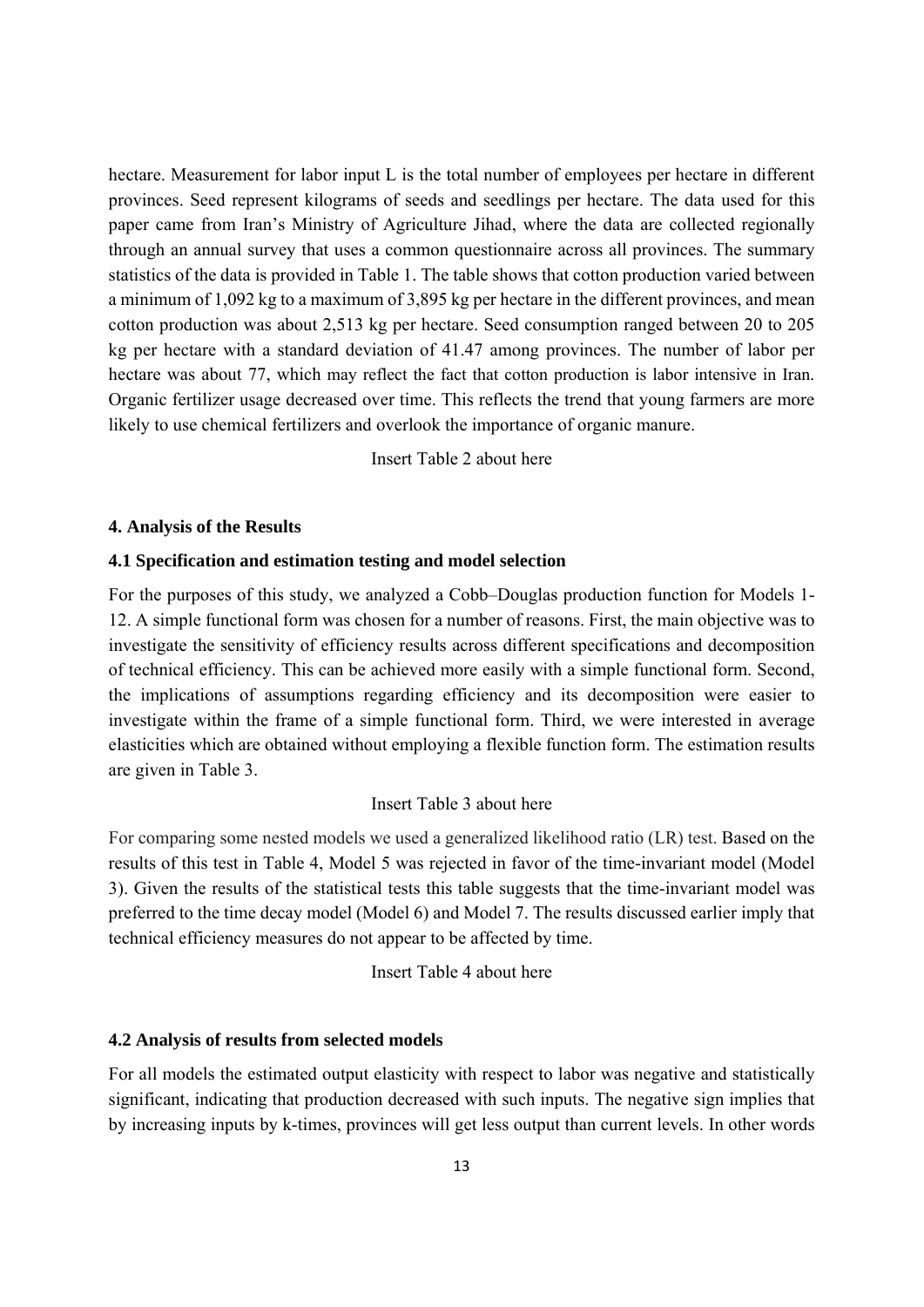hectare. Measurement for labor input L is the total number of employees per hectare in different provinces. Seed represent kilograms of seeds and seedlings per hectare. The data used for this paper came from Iran's Ministry of Agriculture Jihad, where the data are collected regionally through an annual survey that uses a common questionnaire across all provinces. The summary statistics of the data is provided in Table 1. The table shows that cotton production varied between a minimum of 1,092 kg to a maximum of 3,895 kg per hectare in the different provinces, and mean cotton production was about 2,513 kg per hectare. Seed consumption ranged between 20 to 205 kg per hectare with a standard deviation of 41.47 among provinces. The number of labor per hectare was about 77, which may reflect the fact that cotton production is labor intensive in Iran. Organic fertilizer usage decreased over time. This reflects the trend that young farmers are more likely to use chemical fertilizers and overlook the importance of organic manure.

Insert Table 2 about here

## 4. Analysis of the Results

### 4.1 Specification and estimation testing and model selection

For the purposes of this study, we analyzed a Cobb–Douglas production function for Models 1-12. A simple functional form was chosen for a number of reasons. First, the main objective was to investigate the sensitivity of efficiency results across different specifications and decomposition of technical efficiency. This can be achieved more easily with a simple functional form. Second, the implications of assumptions regarding efficiency and its decomposition were easier to investigate within the frame of a simple functional form. Third, we were interested in average elasticities which are obtained without employing a flexible function form. The estimation results are given in Table 3.

Insert Table 3 about here

For comparing some nested models we used a generalized likelihood ratio (LR) test. Based on the results of this test in Table 4, Model 5 was rejected in favor of the time-invariant model (Model 3). Given the results of the statistical tests this table suggests that the time-invariant model was preferred to the time decay model (Model 6) and Model 7. The results discussed earlier imply that technical efficiency measures do not appear to be affected by time.

Insert Table 4 about here

### 4.2 Analysis of results from selected models

For all models the estimated output elasticity with respect to labor was negative and statistically significant, indicating that production decreased with such inputs. The negative sign implies that by increasing inputs by k-times, provinces will get less output than current levels. In other words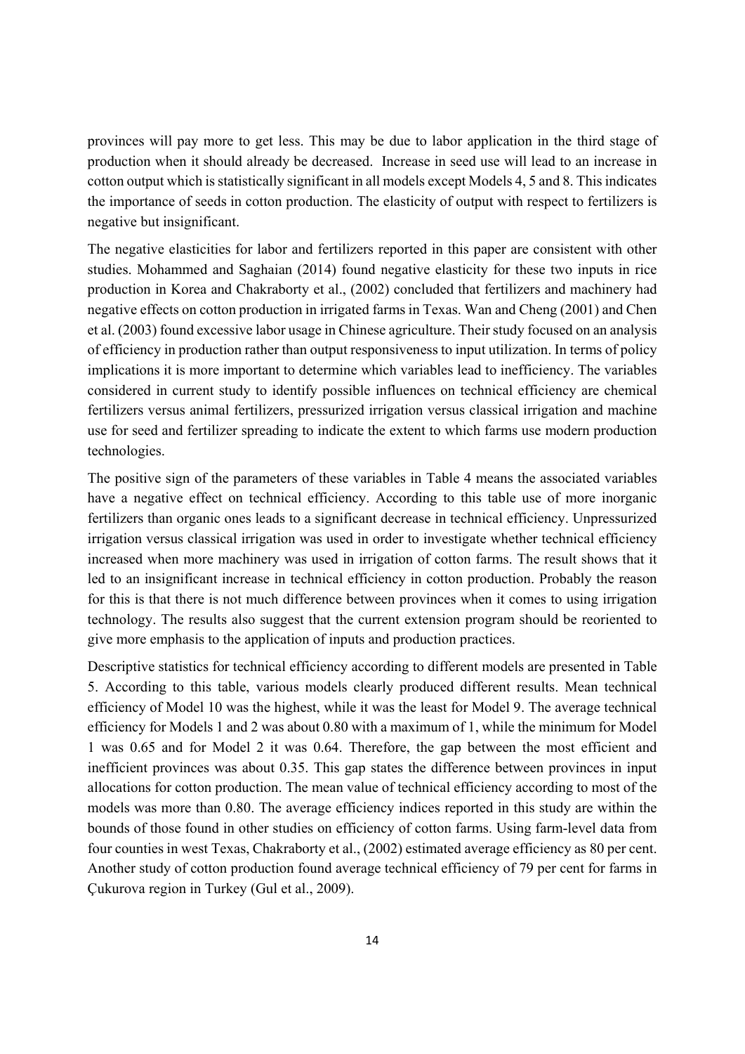provinces will pay more to get less. This may be due to labor application in the third stage of production when it should already be decreased. Increase in seed use will lead to an increase in cotton output which is statistically significant in all models except Models 4, 5 and 8. This indicates the importance of seeds in cotton production. The elasticity of output with respect to fertilizers is negative but insignificant.

The negative elasticities for labor and fertilizers reported in this paper are consistent with other studies. Mohammed and Saghaian (2014) found negative elasticity for these two inputs in rice production in Korea and Chakraborty et al., (2002) concluded that fertilizers and machinery had negative effects on cotton production in irrigated farms in Texas. Wan and Cheng (2001) and Chen et al. (2003) found excessive labor usage in Chinese agriculture. Their study focused on an analysis of efficiency in production rather than output responsiveness to input utilization. In terms of policy implications it is more important to determine which variables lead to inefficiency. The variables considered in current study to identify possible influences on technical efficiency are chemical fertilizers versus animal fertilizers, pressurized irrigation versus classical irrigation and machine use for seed and fertilizer spreading to indicate the extent to which farms use modern production technologies.

The positive sign of the parameters of these variables in Table 4 means the associated variables have a negative effect on technical efficiency. According to this table use of more inorganic fertilizers than organic ones leads to a significant decrease in technical efficiency. Unpressurized irrigation versus classical irrigation was used in order to investigate whether technical efficiency increased when more machinery was used in irrigation of cotton farms. The result shows that it led to an insignificant increase in technical efficiency in cotton production. Probably the reason for this is that there is not much difference between provinces when it comes to using irrigation technology. The results also suggest that the current extension program should be reoriented to give more emphasis to the application of inputs and production practices.

Descriptive statistics for technical efficiency according to different models are presented in Table 5. According to this table, various models clearly produced different results. Mean technical efficiency of Model 10 was the highest, while it was the least for Model 9. The average technical efficiency for Models 1 and 2 was about 0.80 with a maximum of 1, while the minimum for Model 1 was 0.65 and for Model 2 it was 0.64. Therefore, the gap between the most efficient and inefficient provinces was about 0.35. This gap states the difference between provinces in input allocations for cotton production. The mean value of technical efficiency according to most of the models was more than 0.80. The average efficiency indices reported in this study are within the bounds of those found in other studies on efficiency of cotton farms. Using farm-level data from four counties in west Texas, Chakraborty et al., (2002) estimated average efficiency as 80 per cent. Another study of cotton production found average technical efficiency of 79 per cent for farms in Çukurova region in Turkey (Gul et al., 2009).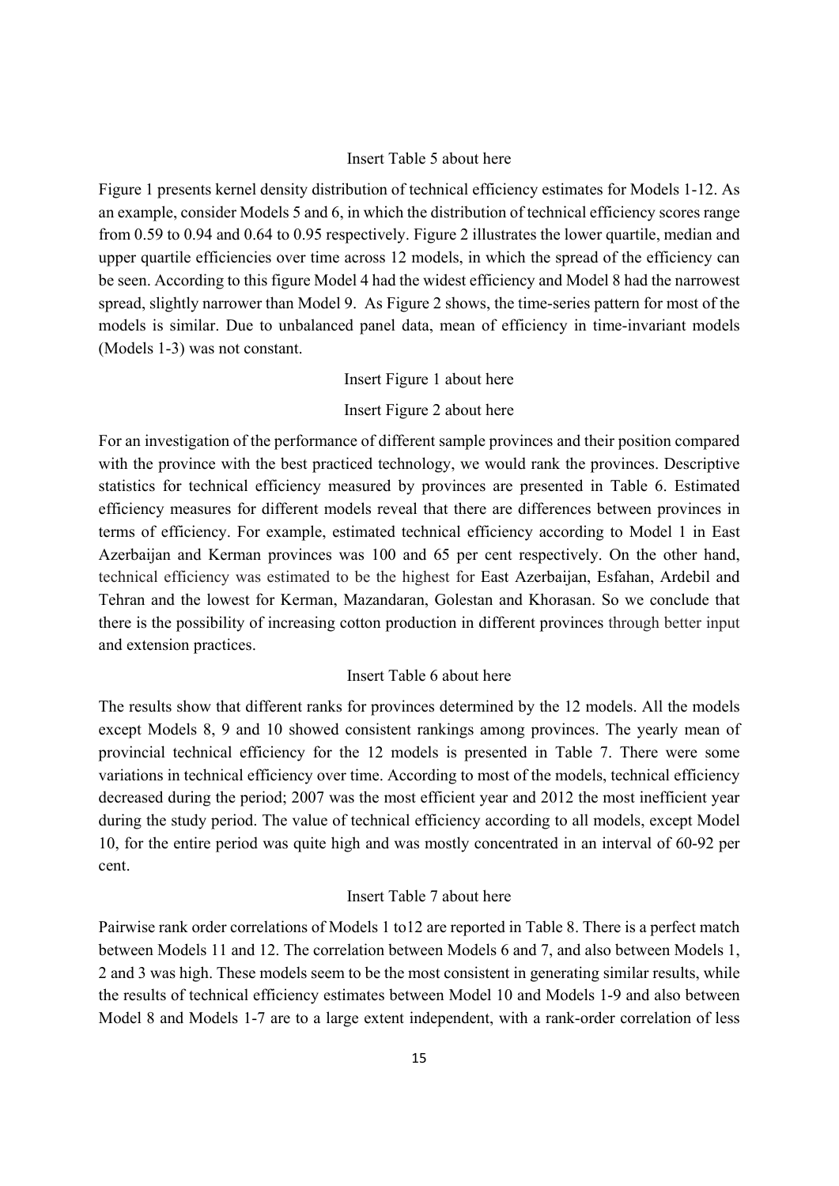Insert Table 5 about here

Figure 1 presents kernel density distribution of technical efficiency estimates for Models 1-12. As an example, consider Models 5 and 6, in which the distribution of technical efficiency scores range from 0.59 to 0.94 and 0.64 to 0.95 respectively. Figure 2 illustrates the lower quartile, median and upper quartile efficiencies over time across 12 models, in which the spread of the efficiency can be seen. According to this figure Model 4 had the widest efficiency and Model 8 had the narrowest spread, slightly narrower than Model 9. As Figure 2 shows, the time-series pattern for most of the models is similar. Due to unbalanced panel data, mean of efficiency in time-invariant models (Models 1-3) was not constant.

Insert Figure 1 about here

Insert Figure 2 about here

For an investigation of the performance of different sample provinces and their position compared with the province with the best practiced technology, we would rank the provinces. Descriptive statistics for technical efficiency measured by provinces are presented in Table 6. Estimated efficiency measures for different models reveal that there are differences between provinces in terms of efficiency. For example, estimated technical efficiency according to Model 1 in East Azerbaijan and Kerman provinces was 100 and 65 per cent respectively. On the other hand, technical efficiency was estimated to be the highest for East Azerbaijan, Esfahan, Ardebil and Tehran and the lowest for Kerman, Mazandaran, Golestan and Khorasan. So we conclude that there is the possibility of increasing cotton production in different provinces through better input and extension practices.

Insert Table 6 about here

The results show that different ranks for provinces determined by the 12 models. All the models except Models 8, 9 and 10 showed consistent rankings among provinces. The yearly mean of provincial technical efficiency for the 12 models is presented in Table 7. There were some variations in technical efficiency over time. According to most of the models, technical efficiency decreased during the period; 2007 was the most efficient year and 2012 the most inefficient year during the study period. The value of technical efficiency according to all models, except Model 10, for the entire period was quite high and was mostly concentrated in an interval of 60-92 per cent.

Insert Table 7 about here

Pairwise rank order correlations of Models 1 to12 are reported in Table 8. There is a perfect match between Models 11 and 12. The correlation between Models 6 and 7, and also between Models 1, 2 and 3 was high. These models seem to be the most consistent in generating similar results, while the results of technical efficiency estimates between Model 10 and Models 1-9 and also between Model 8 and Models 1-7 are to a large extent independent, with a rank-order correlation of less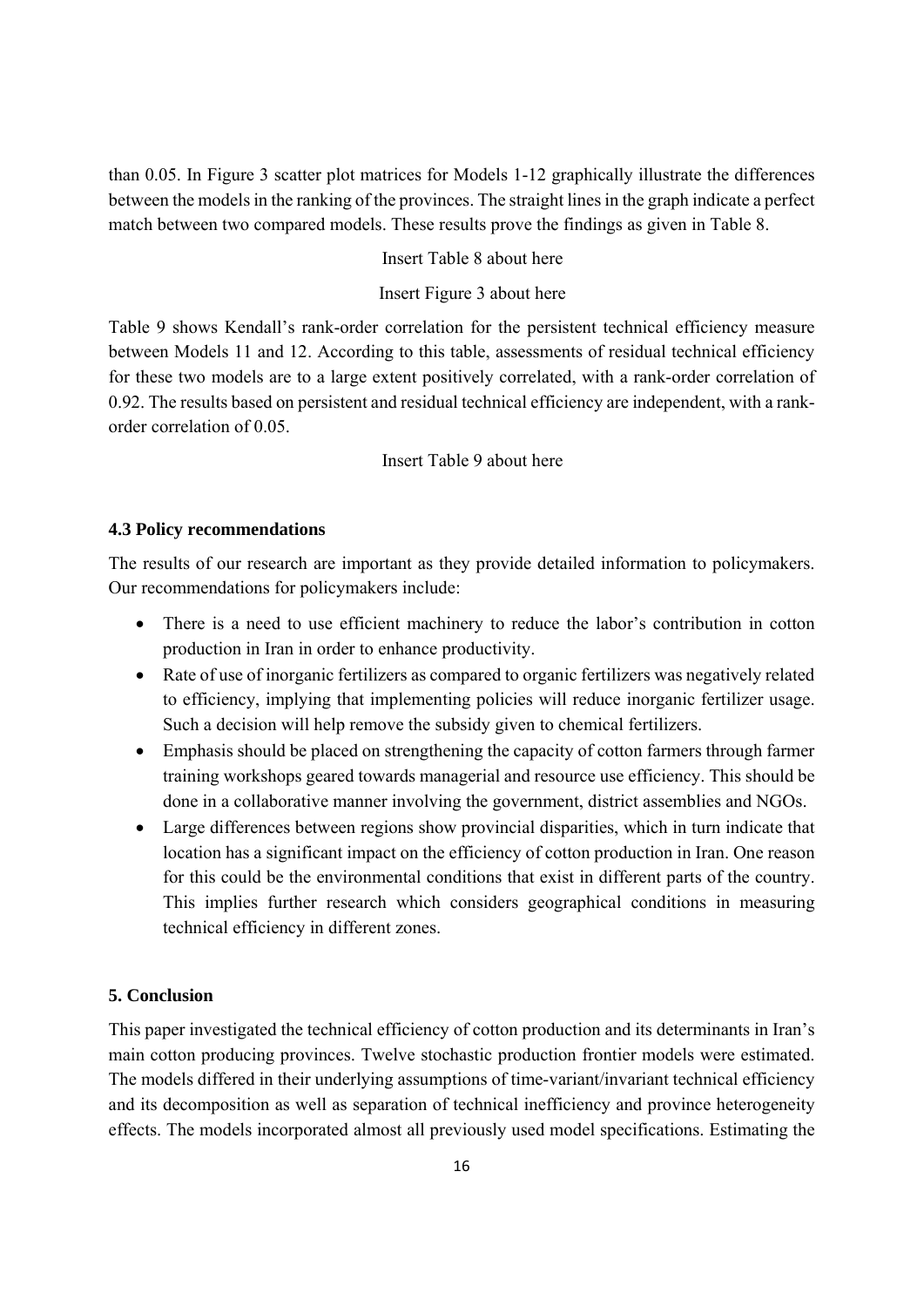than 0.05. In Figure 3 scatter plot matrices for Models 1-12 graphically illustrate the differences between the models in the ranking of the provinces. The straight lines in the graph indicate a perfect match between two compared models. These results prove the findings as given in Table 8.

Insert Table 8 about here

Insert Figure 3 about here

Table 9 shows Kendall's rank-order correlation for the persistent technical efficiency measure between Models 11 and 12. According to this table, assessments of residual technical efficiency for these two models are to a large extent positively correlated, with a rank-order correlation of 0.92. The results based on persistent and residual technical efficiency are independent, with a rank-order correlation of 0.05.

Insert Table 9 about here

### 4.3 Policy recommendations

The results of our research are important as they provide detailed information to policymakers. Our recommendations for policymakers include:

- There is a need to use efficient machinery to reduce the labor's contribution in cotton production in Iran in order to enhance productivity.
- Rate of use of inorganic fertilizers as compared to organic fertilizers was negatively related to efficiency, implying that implementing policies will reduce inorganic fertilizer usage. Such a decision will help remove the subsidy given to chemical fertilizers.
- Emphasis should be placed on strengthening the capacity of cotton farmers through farmer training workshops geared towards managerial and resource use efficiency. This should be done in a collaborative manner involving the government, district assemblies and NGOs.
- Large differences between regions show provincial disparities, which in turn indicate that location has a significant impact on the efficiency of cotton production in Iran. One reason for this could be the environmental conditions that exist in different parts of the country. This implies further research which considers geographical conditions in measuring technical efficiency in different zones.

## 5. Conclusion

This paper investigated the technical efficiency of cotton production and its determinants in Iran's main cotton producing provinces. Twelve stochastic production frontier models were estimated. The models differed in their underlying assumptions of time-variant/invariant technical efficiency and its decomposition as well as separation of technical inefficiency and province heterogeneity effects. The models incorporated almost all previously used model specifications. Estimating the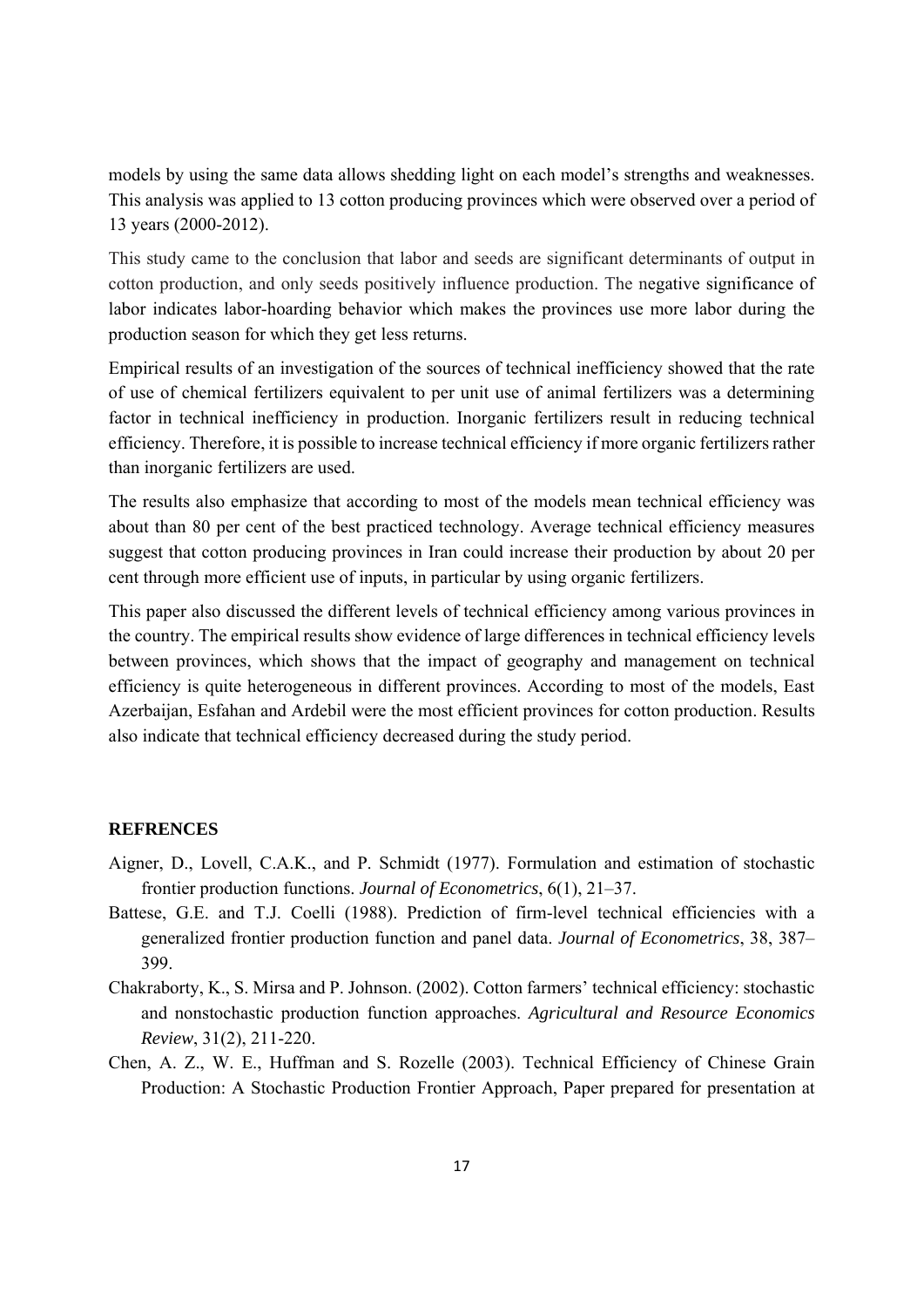models by using the same data allows shedding light on each model's strengths and weaknesses. This analysis was applied to 13 cotton producing provinces which were observed over a period of 13 years (2000-2012).

This study came to the conclusion that labor and seeds are significant determinants of output in cotton production, and only seeds positively influence production. The negative significance of labor indicates labor-hoarding behavior which makes the provinces use more labor during the production season for which they get less returns.

Empirical results of an investigation of the sources of technical inefficiency showed that the rate of use of chemical fertilizers equivalent to per unit use of animal fertilizers was a determining factor in technical inefficiency in production. Inorganic fertilizers result in reducing technical efficiency. Therefore, it is possible to increase technical efficiency if more organic fertilizers rather than inorganic fertilizers are used.

The results also emphasize that according to most of the models mean technical efficiency was about than 80 per cent of the best practiced technology. Average technical efficiency measures suggest that cotton producing provinces in Iran could increase their production by about 20 per cent through more efficient use of inputs, in particular by using organic fertilizers.

This paper also discussed the different levels of technical efficiency among various provinces in the country. The empirical results show evidence of large differences in technical efficiency levels between provinces, which shows that the impact of geography and management on technical efficiency is quite heterogeneous in different provinces. According to most of the models, East Azerbaijan, Esfahan and Ardebil were the most efficient provinces for cotton production. Results also indicate that technical efficiency decreased during the study period.

**REFRENCES**

Aigner, D., Lovell, C.A.K., and P. Schmidt (1977). Formulation and estimation of stochastic frontier production functions. *Journal of Econometrics*, 6(1), 21–37.

Battese, G.E. and T.J. Coelli (1988). Prediction of firm-level technical efficiencies with a generalized frontier production function and panel data. *Journal of Econometrics*, 38, 387–399.

Chakraborty, K., S. Mirsa and P. Johnson. (2002). Cotton farmers' technical efficiency: stochastic and nonstochastic production function approaches. *Agricultural and Resource Economics Review*, 31(2), 211-220.

Chen, A. Z., W. E., Huffman and S. Rozelle (2003). Technical Efficiency of Chinese Grain Production: A Stochastic Production Frontier Approach, Paper prepared for presentation at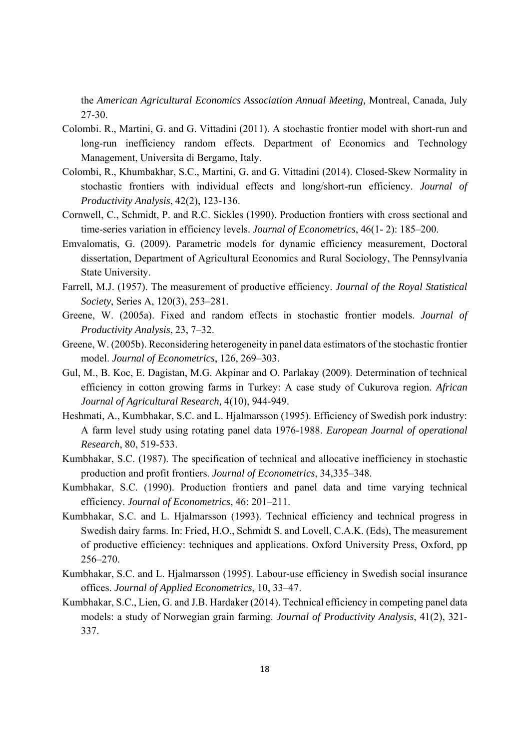the *American Agricultural Economics Association Annual Meeting,* Montreal, Canada, July 27-30.

Colombi. R., Martini, G. and G. Vittadini (2011). A stochastic frontier model with short-run and long-run inefficiency random effects. Department of Economics and Technology Management, Universita di Bergamo, Italy.

Colombi, R., Khumbakhar, S.C., Martini, G. and G. Vittadini (2014). Closed-Skew Normality in stochastic frontiers with individual effects and long/short-run efficiency. *Journal of Productivity Analysis*, 42(2), 123-136.

Cornwell, C., Schmidt, P. and R.C. Sickles (1990). Production frontiers with cross sectional and time-series variation in efficiency levels. *Journal of Econometrics*, 46(1- 2): 185–200.

Emvalomatis, G. (2009). Parametric models for dynamic efficiency measurement, Doctoral dissertation, Department of Agricultural Economics and Rural Sociology, The Pennsylvania State University.

Farrell, M.J. (1957). The measurement of productive efficiency. *Journal of the Royal Statistical Society*, Series A, 120(3), 253–281.

Greene, W. (2005a). Fixed and random effects in stochastic frontier models. *Journal of Productivity Analysis*, 23, 7–32.

Greene, W. (2005b). Reconsidering heterogeneity in panel data estimators of the stochastic frontier model. *Journal of Econometrics*, 126, 269–303.

Gul, M., B. Koc, E. Dagistan, M.G. Akpinar and O. Parlakay (2009). Determination of technical efficiency in cotton growing farms in Turkey: A case study of Cukurova region. *African Journal of Agricultural Research,* 4(10), 944-949.

Heshmati, A., Kumbhakar, S.C. and L. Hjalmarsson (1995). Efficiency of Swedish pork industry: A farm level study using rotating panel data 1976-1988. *European Journal of operational Research*, 80, 519-533.

Kumbhakar, S.C. (1987). The specification of technical and allocative inefficiency in stochastic production and profit frontiers. *Journal of Econometrics*, 34,335–348.

Kumbhakar, S.C. (1990). Production frontiers and panel data and time varying technical efficiency. *Journal of Econometrics*, 46: 201–211.

Kumbhakar, S.C. and L. Hjalmarsson (1993). Technical efficiency and technical progress in Swedish dairy farms. In: Fried, H.O., Schmidt S. and Lovell, C.A.K. (Eds), The measurement of productive efficiency: techniques and applications. Oxford University Press, Oxford, pp 256–270.

Kumbhakar, S.C. and L. Hjalmarsson (1995). Labour-use efficiency in Swedish social insurance offices. *Journal of Applied Econometrics*, 10, 33–47.

Kumbhakar, S.C., Lien, G. and J.B. Hardaker (2014). Technical efficiency in competing panel data models: a study of Norwegian grain farming. *Journal of Productivity Analysis*, 41(2), 321-337.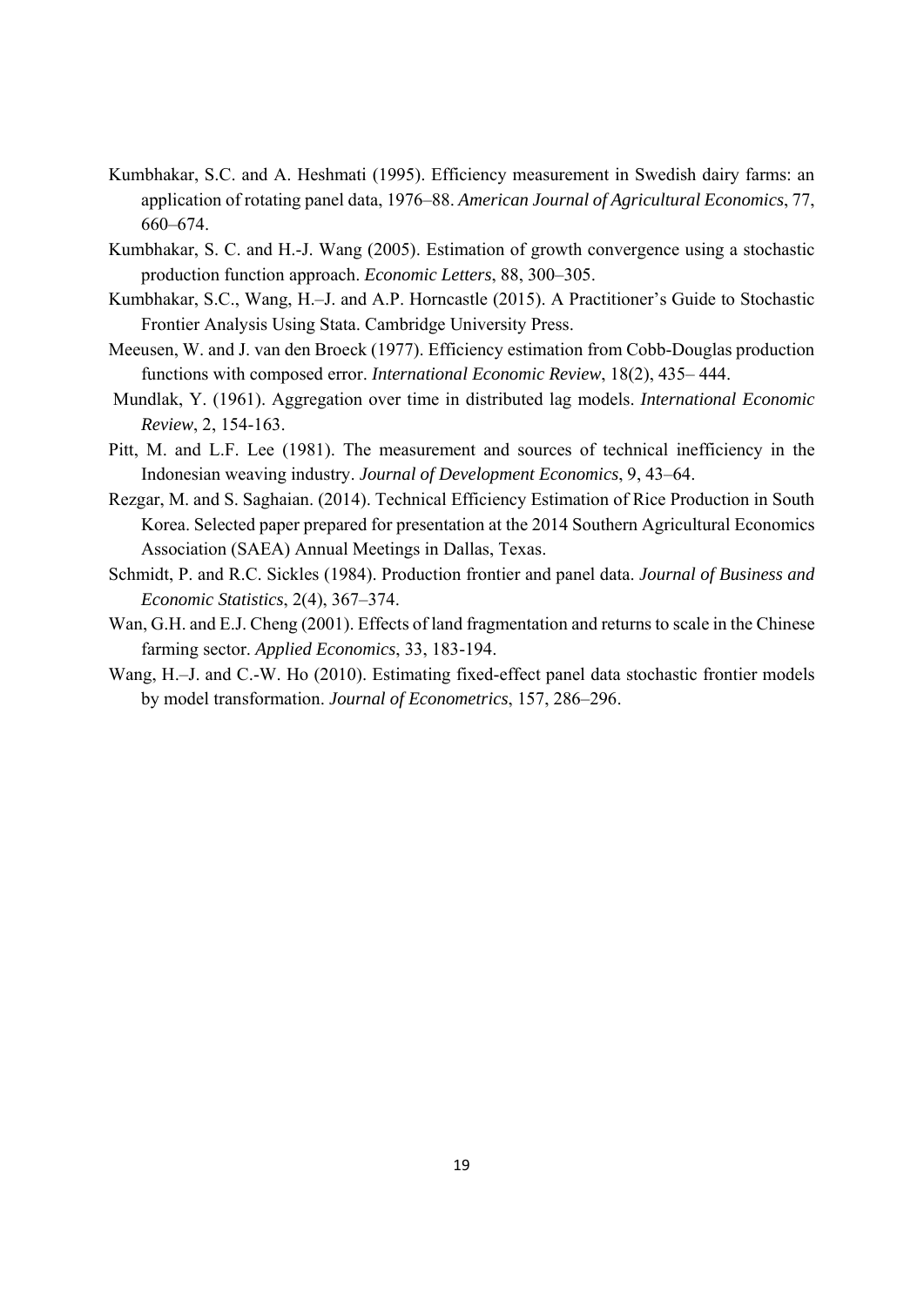Kumbhakar, S.C. and A. Heshmati (1995). Efficiency measurement in Swedish dairy farms: an application of rotating panel data, 1976–88. *American Journal of Agricultural Economics*, 77, 660–674.

Kumbhakar, S. C. and H.-J. Wang (2005). Estimation of growth convergence using a stochastic production function approach. *Economic Letters*, 88, 300–305.

Kumbhakar, S.C., Wang, H.–J. and A.P. Horncastle (2015). A Practitioner's Guide to Stochastic Frontier Analysis Using Stata. Cambridge University Press.

Meeusen, W. and J. van den Broeck (1977). Efficiency estimation from Cobb-Douglas production functions with composed error. *International Economic Review*, 18(2), 435– 444.

Mundlak, Y. (1961). Aggregation over time in distributed lag models. *International Economic Review*, 2, 154-163.

Pitt, M. and L.F. Lee (1981). The measurement and sources of technical inefficiency in the Indonesian weaving industry. *Journal of Development Economics*, 9, 43–64.

Rezgar, M. and S. Saghaian. (2014). Technical Efficiency Estimation of Rice Production in South Korea. Selected paper prepared for presentation at the 2014 Southern Agricultural Economics Association (SAEA) Annual Meetings in Dallas, Texas.

Schmidt, P. and R.C. Sickles (1984). Production frontier and panel data. *Journal of Business and Economic Statistics*, 2(4), 367–374.

Wan, G.H. and E.J. Cheng (2001). Effects of land fragmentation and returns to scale in the Chinese farming sector. *Applied Economics*, 33, 183-194.

Wang, H.–J. and C.-W. Ho (2010). Estimating fixed-effect panel data stochastic frontier models by model transformation. *Journal of Econometrics*, 157, 286–296.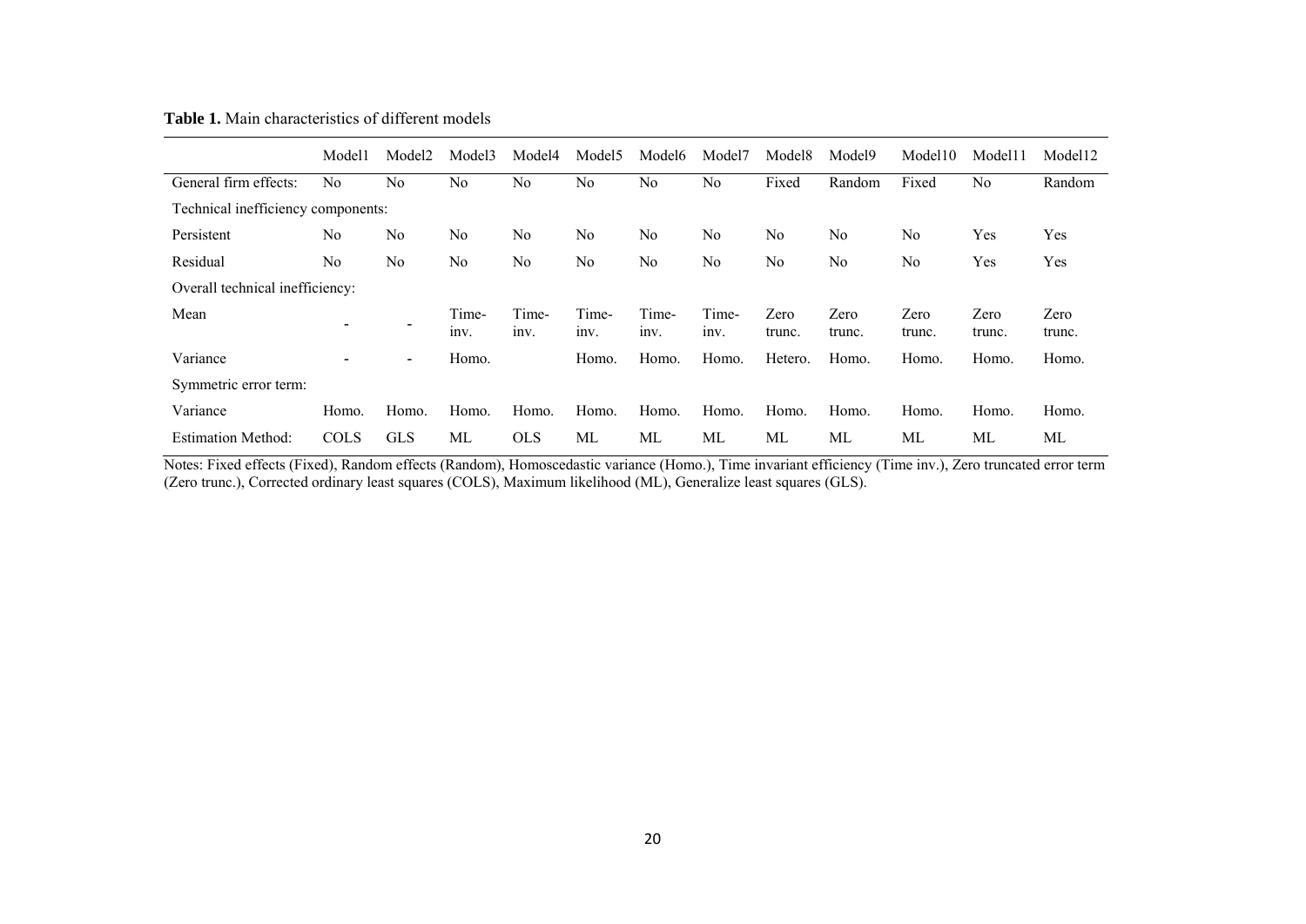**Table 1.** Main characteristics of different models

| | Model1 | Model2 | Model3 | Model4 | Model5 | Model6 | Model7 | Model8 | Model9 | Model10 | Model11 | Model12 |
|---|---|---|---|---|---|---|---|---|---|---|---|---|
| General firm effects: | No | No | No | No | No | No | No | Fixed | Random | Fixed | No | Random |
| Technical inefficiency components: | | | | | | | | | | | | |
| Persistent | No | No | No | No | No | No | No | No | No | No | Yes | Yes |
| Residual | No | No | No | No | No | No | No | No | No | No | Yes | Yes |
| Overall technical inefficiency: | | | | | | | | | | | | |
| Mean | - | - | Time-inv. | Time-inv. | Time-inv. | Time-inv. | Time-inv. | Zero trunc. | Zero trunc. | Zero trunc. | Zero trunc. | Zero trunc. |
| Variance | - | - | Homo. | | Homo. | Homo. | Homo. | Hetero. | Homo. | Homo. | Homo. | Homo. |
| Symmetric error term: | | | | | | | | | | | | |
| Variance | Homo. | Homo. | Homo. | Homo. | Homo. | Homo. | Homo. | Homo. | Homo. | Homo. | Homo. | Homo. |
| Estimation Method: | COLS | GLS | ML | OLS | ML | ML | ML | ML | ML | ML | ML | ML |

Notes: Fixed effects (Fixed), Random effects (Random), Homoscedastic variance (Homo.), Time invariant efficiency (Time inv.), Zero truncated error term (Zero trunc.), Corrected ordinary least squares (COLS), Maximum likelihood (ML), Generalize least squares (GLS).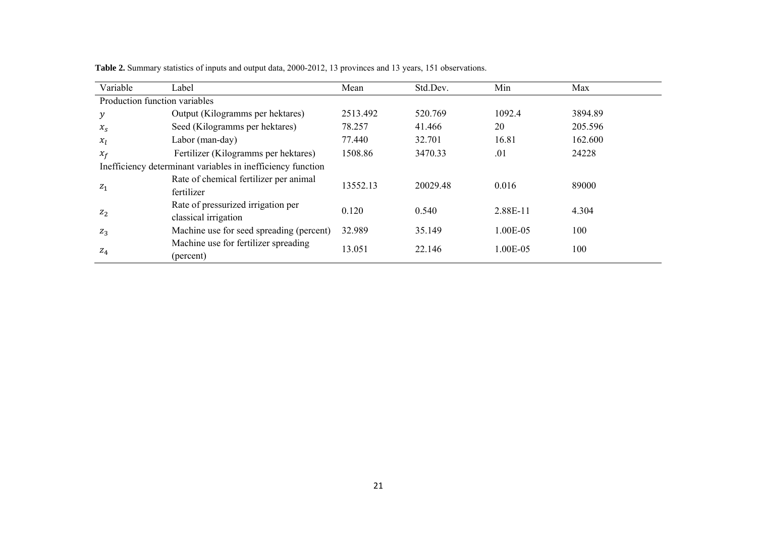**Table 2.** Summary statistics of inputs and output data, 2000-2012, 13 provinces and 13 years, 151 observations.

| Variable | Label | Mean | Std.Dev. | Min | Max |
|---|---|---|---|---|---|
| Production function variables | | | | | |
| $y$ | Output (Kilogramms per hektares) | 2513.492 | 520.769 | 1092.4 | 3894.89 |
| $x_s$ | Seed (Kilogramms per hektares) | 78.257 | 41.466 | 20 | 205.596 |
| $x_l$ | Labor (man-day) | 77.440 | 32.701 | 16.81 | 162.600 |
| $x_f$ | Fertilizer (Kilogramms per hektares) | 1508.86 | 3470.33 | .01 | 24228 |
| Inefficiency determinant variables in inefficiency function | | | | | |
| $z_1$ | Rate of chemical fertilizer per animal fertilizer | 13552.13 | 20029.48 | 0.016 | 89000 |
| $z_2$ | Rate of pressurized irrigation per classical irrigation | 0.120 | 0.540 | 2.88E-11 | 4.304 |
| $z_3$ | Machine use for seed spreading (percent) | 32.989 | 35.149 | 1.00E-05 | 100 |
| $z_4$ | Machine use for fertilizer spreading (percent) | 13.051 | 22.146 | 1.00E-05 | 100 |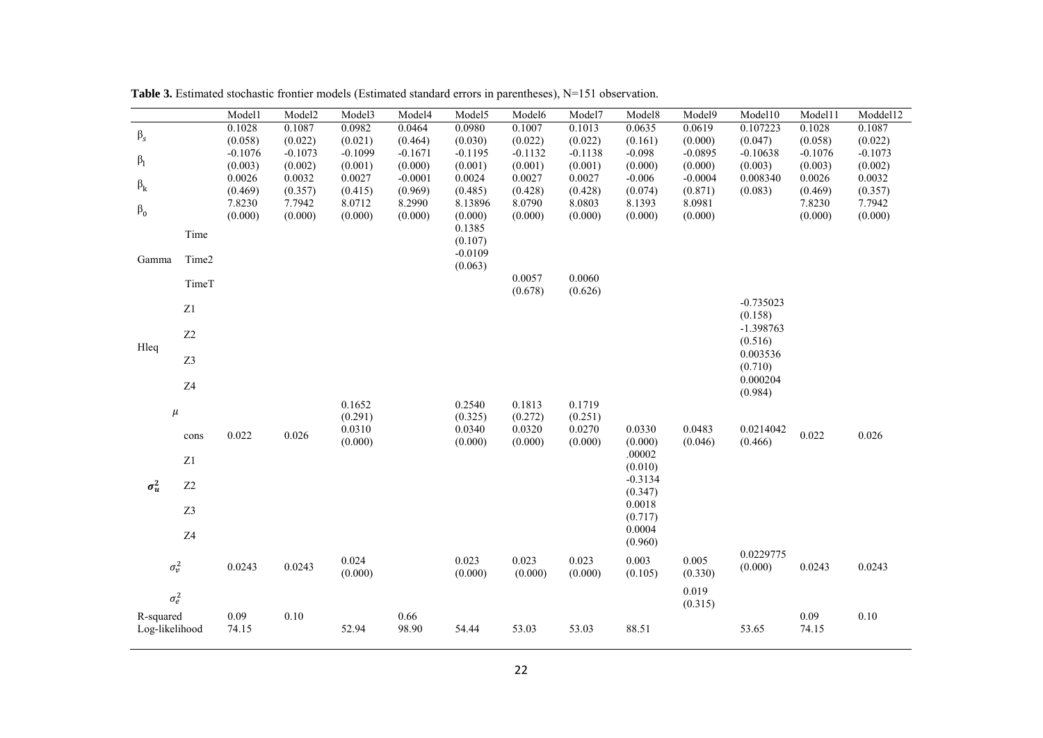**Table 3.** Estimated stochastic frontier models (Estimated standard errors in parentheses), N=151 observation.

| | | Model1 | Model2 | Model3 | Model4 | Model5 | Model6 | Model7 | Model8 | Model9 | Model10 | Model11 | Moddel12 |
|---|---|---|---|---|---|---|---|---|---|---|---|---|---|
| $\beta_s$ | | 0.1028 (0.058) | 0.1087 (0.022) | 0.0982 (0.021) | 0.0464 (0.464) | 0.0980 (0.030) | 0.1007 (0.022) | 0.1013 (0.022) | 0.0635 (0.161) | 0.0619 (0.000) | 0.107223 (0.047) | 0.1028 (0.058) | 0.1087 (0.022) |
| $\beta_l$ | | -0.1076 (0.003) | -0.1073 (0.002) | -0.1099 (0.001) | -0.1671 (0.000) | -0.1195 (0.001) | -0.1132 (0.001) | -0.1138 (0.001) | -0.098 (0.000) | -0.0895 (0.000) | -0.10638 (0.003) | -0.1076 (0.003) | -0.1073 (0.002) |
| $\beta_k$ | | 0.0026 (0.469) | 0.0032 (0.357) | 0.0027 (0.415) | -0.0001 (0.969) | 0.0024 (0.485) | 0.0027 (0.428) | 0.0027 (0.428) | -0.006 (0.074) | -0.0004 (0.871) | 0.008340 (0.083) | 0.0026 (0.469) | 0.0032 (0.357) |
| $\beta_0$ | | 7.8230 (0.000) | 7.7942 (0.000) | 8.0712 (0.000) | 8.2990 (0.000) | 8.13896 (0.000) | 8.0790 (0.000) | 8.0803 (0.000) | 8.1393 (0.000) | 8.0981 (0.000) | | 7.8230 (0.000) | 7.7942 (0.000) |
| Gamma | Time | | | | | 0.1385 (0.107) | | | | | | | |
| | Time2 | | | | | -0.0109 (0.063) | | | | | | | |
| | TimeT | | | | | | 0.0057 (0.678) | 0.0060 (0.626) | | | | | |
| Hleq | Z1 | | | | | | | | | | -0.735023 (0.158) | | |
| | Z2 | | | | | | | | | | -1.398763 (0.516) | | |
| | Z3 | | | | | | | | | | 0.003536 (0.710) | | |
| | Z4 | | | | | | | | | | 0.000204 (0.984) | | |
| $\mu$ | | | | 0.1652 (0.291) | | 0.2540 (0.325) | 0.1813 (0.272) | 0.1719 (0.251) | | | | | |
| $\sigma_u^2$ | cons | 0.022 | 0.026 | 0.0310 (0.000) | | 0.0340 (0.000) | 0.0320 (0.000) | 0.0270 (0.000) | 0.0330 (0.000) | 0.0483 (0.046) | 0.0214042 (0.466) | 0.022 | 0.026 |
| | Z1 | | | | | | | | .00002 (0.010) | | | | |
| | Z2 | | | | | | | | -0.3134 (0.347) | | | | |
| | Z3 | | | | | | | | 0.0018 (0.717) | | | | |
| | Z4 | | | | | | | | 0.0004 (0.960) | | | | |
| $\sigma_v^2$ | | 0.0243 | 0.0243 | 0.024 (0.000) | | 0.023 (0.000) | 0.023 (0.000) | 0.023 (0.000) | 0.003 (0.105) | 0.005 (0.330) | 0.0229775 (0.000) | 0.0243 | 0.0243 |
| $\sigma_e^2$ | | | | | | | | | | 0.019 (0.315) | | | |
| R-squared | | 0.09 | 0.10 | | 0.66 | | | | | | | 0.09 | 0.10 |
| Log-likelihood | | 74.15 | | 52.94 | 98.90 | 54.44 | 53.03 | 53.03 | 88.51 | | 53.65 | 74.15 | |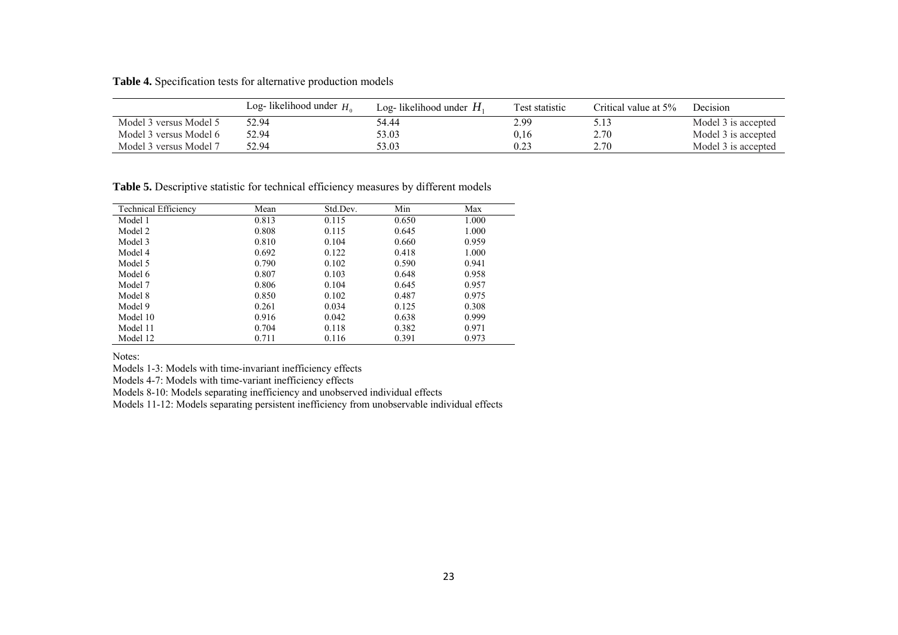**Table 4.** Specification tests for alternative production models

| | Log- likelihood under $H_0$ | Log- likelihood under $H_1$ | Test statistic | Critical value at 5% | Decision |
|---|---|---|---|---|---|
| Model 3 versus Model 5 | 52.94 | 54.44 | 2.99 | 5.13 | Model 3 is accepted |
| Model 3 versus Model 6 | 52.94 | 53.03 | 0,16 | 2.70 | Model 3 is accepted |
| Model 3 versus Model 7 | 52.94 | 53.03 | 0.23 | 2.70 | Model 3 is accepted |

**Table 5.** Descriptive statistic for technical efficiency measures by different models

| Technical Efficiency | Mean | Std.Dev. | Min | Max |
|---|---|---|---|---|
| Model 1 | 0.813 | 0.115 | 0.650 | 1.000 |
| Model 2 | 0.808 | 0.115 | 0.645 | 1.000 |
| Model 3 | 0.810 | 0.104 | 0.660 | 0.959 |
| Model 4 | 0.692 | 0.122 | 0.418 | 1.000 |
| Model 5 | 0.790 | 0.102 | 0.590 | 0.941 |
| Model 6 | 0.807 | 0.103 | 0.648 | 0.958 |
| Model 7 | 0.806 | 0.104 | 0.645 | 0.957 |
| Model 8 | 0.850 | 0.102 | 0.487 | 0.975 |
| Model 9 | 0.261 | 0.034 | 0.125 | 0.308 |
| Model 10 | 0.916 | 0.042 | 0.638 | 0.999 |
| Model 11 | 0.704 | 0.118 | 0.382 | 0.971 |
| Model 12 | 0.711 | 0.116 | 0.391 | 0.973 |

Notes:

Models 1-3: Models with time-invariant inefficiency effects

Models 4-7: Models with time-variant inefficiency effects

Models 8-10: Models separating inefficiency and unobserved individual effects

Models 11-12: Models separating persistent inefficiency from unobservable individual effects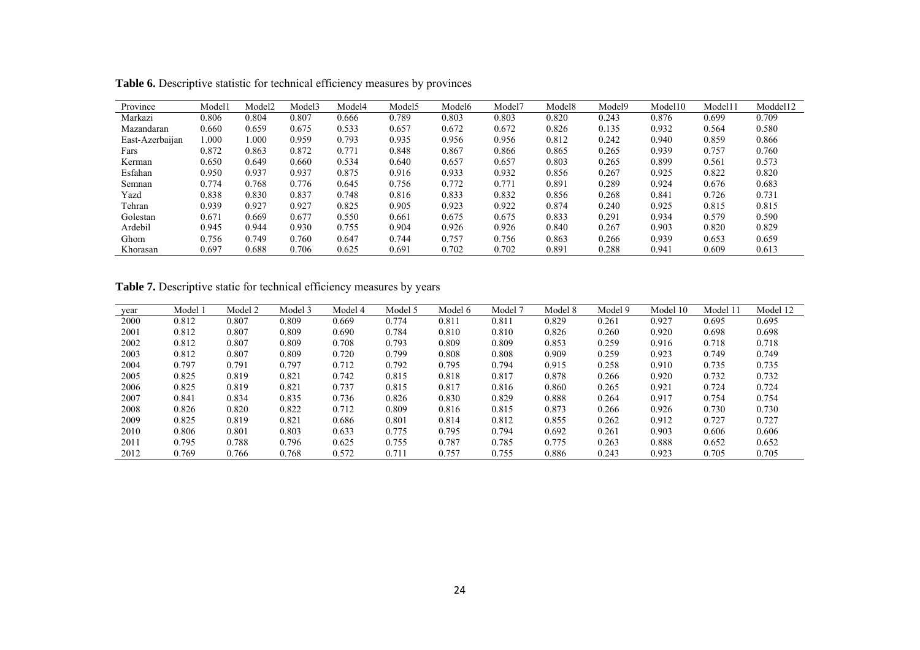**Table 6.** Descriptive statistic for technical efficiency measures by provinces

| Province | Model1 | Model2 | Model3 | Model4 | Model5 | Model6 | Model7 | Model8 | Model9 | Model10 | Model11 | Moddel12 |
|---|---|---|---|---|---|---|---|---|---|---|---|---|
| Markazi | 0.806 | 0.804 | 0.807 | 0.666 | 0.789 | 0.803 | 0.803 | 0.820 | 0.243 | 0.876 | 0.699 | 0.709 |
| Mazandaran | 0.660 | 0.659 | 0.675 | 0.533 | 0.657 | 0.672 | 0.672 | 0.826 | 0.135 | 0.932 | 0.564 | 0.580 |
| East-Azerbaijan | 1.000 | 1.000 | 0.959 | 0.793 | 0.935 | 0.956 | 0.956 | 0.812 | 0.242 | 0.940 | 0.859 | 0.866 |
| Fars | 0.872 | 0.863 | 0.872 | 0.771 | 0.848 | 0.867 | 0.866 | 0.865 | 0.265 | 0.939 | 0.757 | 0.760 |
| Kerman | 0.650 | 0.649 | 0.660 | 0.534 | 0.640 | 0.657 | 0.657 | 0.803 | 0.265 | 0.899 | 0.561 | 0.573 |
| Esfahan | 0.950 | 0.937 | 0.937 | 0.875 | 0.916 | 0.933 | 0.932 | 0.856 | 0.267 | 0.925 | 0.822 | 0.820 |
| Semnan | 0.774 | 0.768 | 0.776 | 0.645 | 0.756 | 0.772 | 0.771 | 0.891 | 0.289 | 0.924 | 0.676 | 0.683 |
| Yazd | 0.838 | 0.830 | 0.837 | 0.748 | 0.816 | 0.833 | 0.832 | 0.856 | 0.268 | 0.841 | 0.726 | 0.731 |
| Tehran | 0.939 | 0.927 | 0.927 | 0.825 | 0.905 | 0.923 | 0.922 | 0.874 | 0.240 | 0.925 | 0.815 | 0.815 |
| Golestan | 0.671 | 0.669 | 0.677 | 0.550 | 0.661 | 0.675 | 0.675 | 0.833 | 0.291 | 0.934 | 0.579 | 0.590 |
| Ardebil | 0.945 | 0.944 | 0.930 | 0.755 | 0.904 | 0.926 | 0.926 | 0.840 | 0.267 | 0.903 | 0.820 | 0.829 |
| Ghom | 0.756 | 0.749 | 0.760 | 0.647 | 0.744 | 0.757 | 0.756 | 0.863 | 0.266 | 0.939 | 0.653 | 0.659 |
| Khorasan | 0.697 | 0.688 | 0.706 | 0.625 | 0.691 | 0.702 | 0.702 | 0.891 | 0.288 | 0.941 | 0.609 | 0.613 |

**Table 7.** Descriptive static for technical efficiency measures by years

| year | Model 1 | Model 2 | Model 3 | Model 4 | Model 5 | Model 6 | Model 7 | Model 8 | Model 9 | Model 10 | Model 11 | Model 12 |
|---|---|---|---|---|---|---|---|---|---|---|---|---|
| 2000 | 0.812 | 0.807 | 0.809 | 0.669 | 0.774 | 0.811 | 0.811 | 0.829 | 0.261 | 0.927 | 0.695 | 0.695 |
| 2001 | 0.812 | 0.807 | 0.809 | 0.690 | 0.784 | 0.810 | 0.810 | 0.826 | 0.260 | 0.920 | 0.698 | 0.698 |
| 2002 | 0.812 | 0.807 | 0.809 | 0.708 | 0.793 | 0.809 | 0.809 | 0.853 | 0.259 | 0.916 | 0.718 | 0.718 |
| 2003 | 0.812 | 0.807 | 0.809 | 0.720 | 0.799 | 0.808 | 0.808 | 0.909 | 0.259 | 0.923 | 0.749 | 0.749 |
| 2004 | 0.797 | 0.791 | 0.797 | 0.712 | 0.792 | 0.795 | 0.794 | 0.915 | 0.258 | 0.910 | 0.735 | 0.735 |
| 2005 | 0.825 | 0.819 | 0.821 | 0.742 | 0.815 | 0.818 | 0.817 | 0.878 | 0.266 | 0.920 | 0.732 | 0.732 |
| 2006 | 0.825 | 0.819 | 0.821 | 0.737 | 0.815 | 0.817 | 0.816 | 0.860 | 0.265 | 0.921 | 0.724 | 0.724 |
| 2007 | 0.841 | 0.834 | 0.835 | 0.736 | 0.826 | 0.830 | 0.829 | 0.888 | 0.264 | 0.917 | 0.754 | 0.754 |
| 2008 | 0.826 | 0.820 | 0.822 | 0.712 | 0.809 | 0.816 | 0.815 | 0.873 | 0.266 | 0.926 | 0.730 | 0.730 |
| 2009 | 0.825 | 0.819 | 0.821 | 0.686 | 0.801 | 0.814 | 0.812 | 0.855 | 0.262 | 0.912 | 0.727 | 0.727 |
| 2010 | 0.806 | 0.801 | 0.803 | 0.633 | 0.775 | 0.795 | 0.794 | 0.692 | 0.261 | 0.903 | 0.606 | 0.606 |
| 2011 | 0.795 | 0.788 | 0.796 | 0.625 | 0.755 | 0.787 | 0.785 | 0.775 | 0.263 | 0.888 | 0.652 | 0.652 |
| 2012 | 0.769 | 0.766 | 0.768 | 0.572 | 0.711 | 0.757 | 0.755 | 0.886 | 0.243 | 0.923 | 0.705 | 0.705 |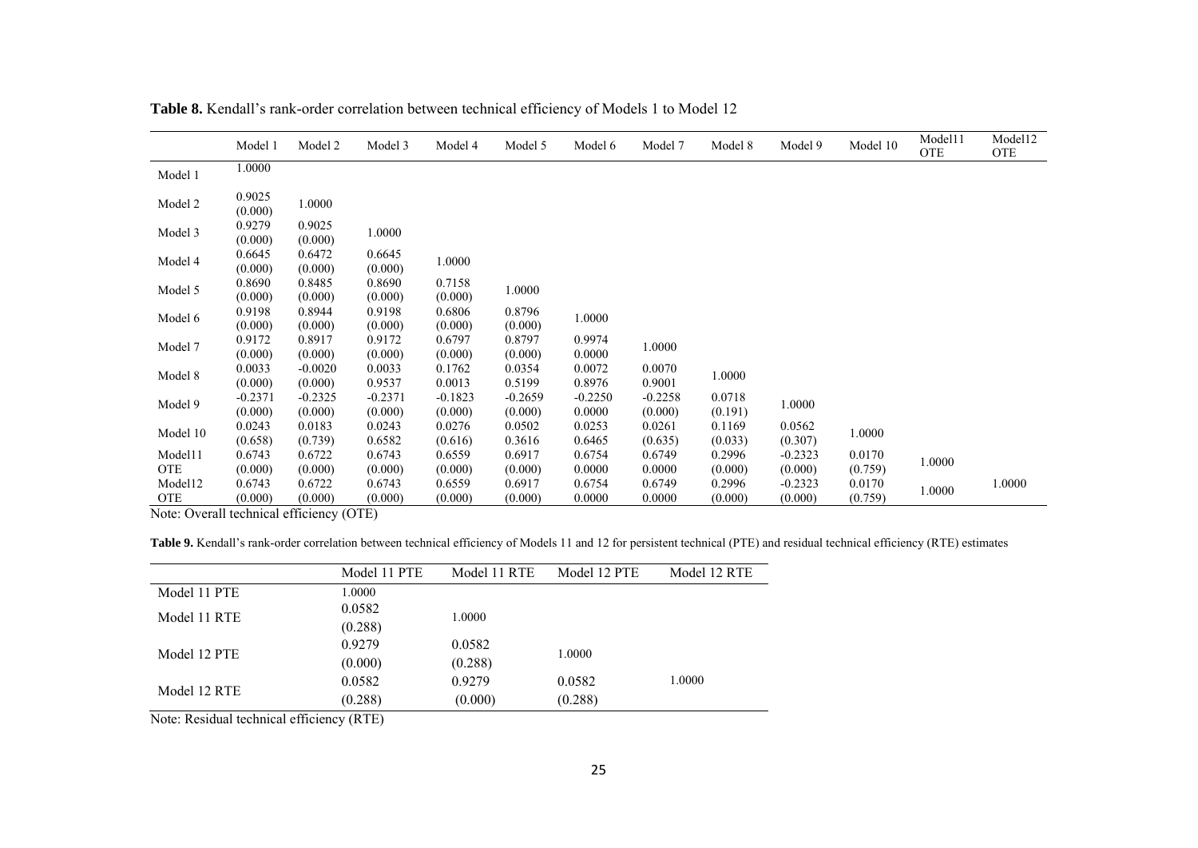**Table 8.** Kendall's rank-order correlation between technical efficiency of Models 1 to Model 12

| | Model 1 | Model 2 | Model 3 | Model 4 | Model 5 | Model 6 | Model 7 | Model 8 | Model 9 | Model 10 | Model11 OTE | Model12 OTE |
|---|---|---|---|---|---|---|---|---|---|---|---|---|
| Model 1 | 1.0000 | | | | | | | | | | | |
| Model 2 | 0.9025 (0.000) | 1.0000 | | | | | | | | | | |
| Model 3 | 0.9279 (0.000) | 0.9025 (0.000) | 1.0000 | | | | | | | | | |
| Model 4 | 0.6645 (0.000) | 0.6472 (0.000) | 0.6645 (0.000) | 1.0000 | | | | | | | | |
| Model 5 | 0.8690 (0.000) | 0.8485 (0.000) | 0.8690 (0.000) | 0.7158 (0.000) | 1.0000 | | | | | | | |
| Model 6 | 0.9198 (0.000) | 0.8944 (0.000) | 0.9198 (0.000) | 0.6806 (0.000) | 0.8796 (0.000) | 1.0000 | | | | | | |
| Model 7 | 0.9172 (0.000) | 0.8917 (0.000) | 0.9172 (0.000) | 0.6797 (0.000) | 0.8797 (0.000) | 0.9974 0.0000 | 1.0000 | | | | | |
| Model 8 | 0.0033 (0.000) | -0.0020 0.9537 | 0.0033 0.0013 | 0.1762 0.0013 | 0.0354 0.5199 | 0.0072 0.8976 | 0.0070 0.9001 | 1.0000 | | | | |
| Model 9 | -0.2371 (0.000) | -0.2325 (0.000) | -0.2371 (0.000) | -0.1823 (0.000) | -0.2659 (0.000) | -0.2250 0.0000 | -0.2258 (0.000) | 0.0718 (0.191) | 1.0000 | | | |
| Model 10 | 0.0243 (0.658) | 0.0183 (0.739) | 0.0243 0.6582 | 0.0276 (0.616) | 0.0502 0.3616 | 0.0253 0.6465 | 0.0261 (0.635) | 0.1169 (0.033) | 0.0562 (0.307) | 1.0000 | | |
| Model11 OTE | 0.6743 (0.000) | 0.6722 (0.000) | 0.6743 (0.000) | 0.6559 (0.000) | 0.6917 (0.000) | 0.6754 0.0000 | 0.6749 0.0000 | 0.2996 (0.000) | -0.2323 (0.000) | 0.0170 (0.759) | 1.0000 | |
| Model12 OTE | 0.6743 (0.000) | 0.6722 (0.000) | 0.6743 (0.000) | 0.6559 (0.000) | 0.6917 (0.000) | 0.6754 0.0000 | 0.6749 0.0000 | 0.2996 (0.000) | -0.2323 (0.000) | 0.0170 (0.759) | 1.0000 | 1.0000 |

Note: Overall technical efficiency (OTE)

**Table 9.** Kendall's rank-order correlation between technical efficiency of Models 11 and 12 for persistent technical (PTE) and residual technical efficiency (RTE) estimates

| | Model 11 PTE | Model 11 RTE | Model 12 PTE | Model 12 RTE |
|---|---|---|---|---|
| Model 11 PTE | 1.0000 | | | |
| Model 11 RTE | 0.0582 (0.288) | 1.0000 | | |
| Model 12 PTE | 0.9279 (0.000) | 0.0582 (0.288) | 1.0000 | |
| Model 12 RTE | 0.0582 (0.288) | 0.9279 (0.000) | 0.0582 (0.288) | 1.0000 |

Note: Residual technical efficiency (RTE)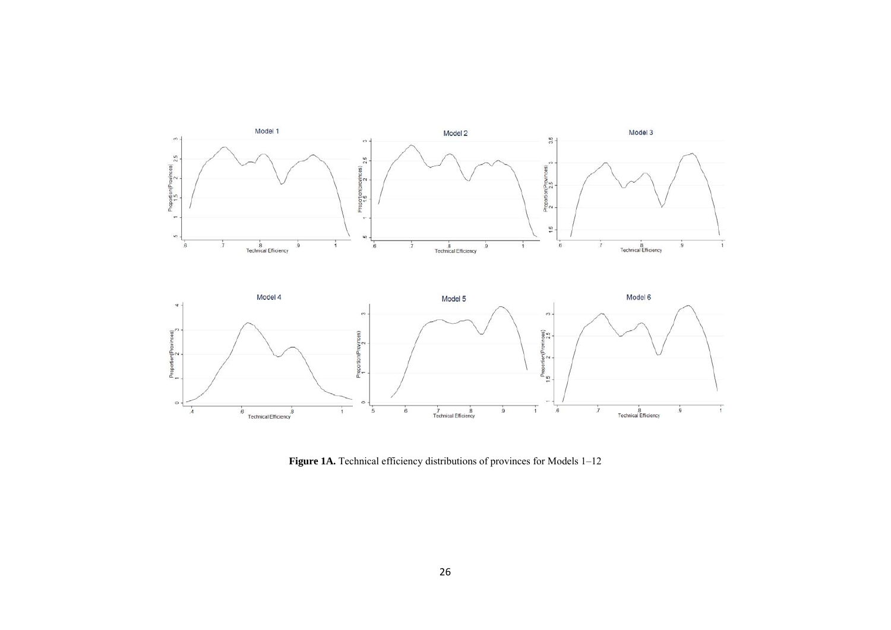**Figure 1A.** Technical efficiency distributions of provinces for Models 1–12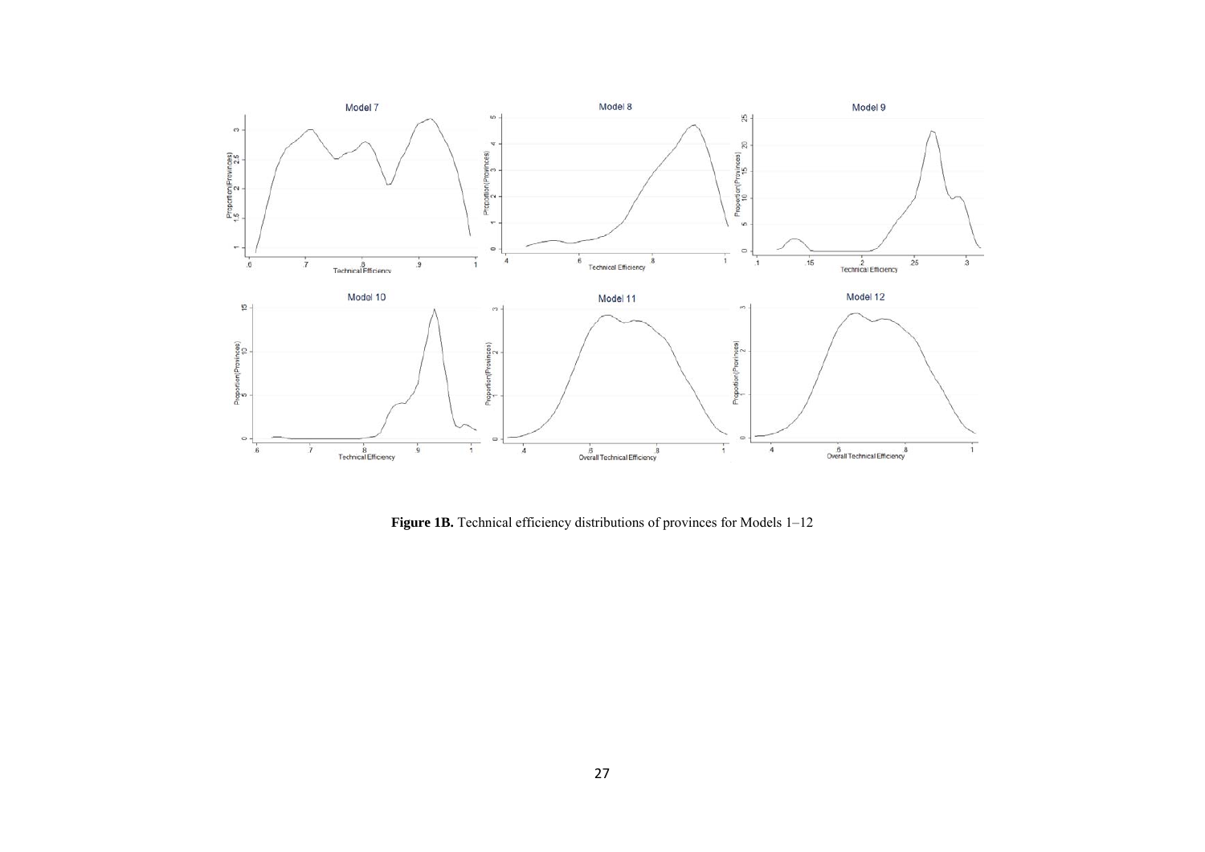**Figure 1B.** Technical efficiency distributions of provinces for Models 1–12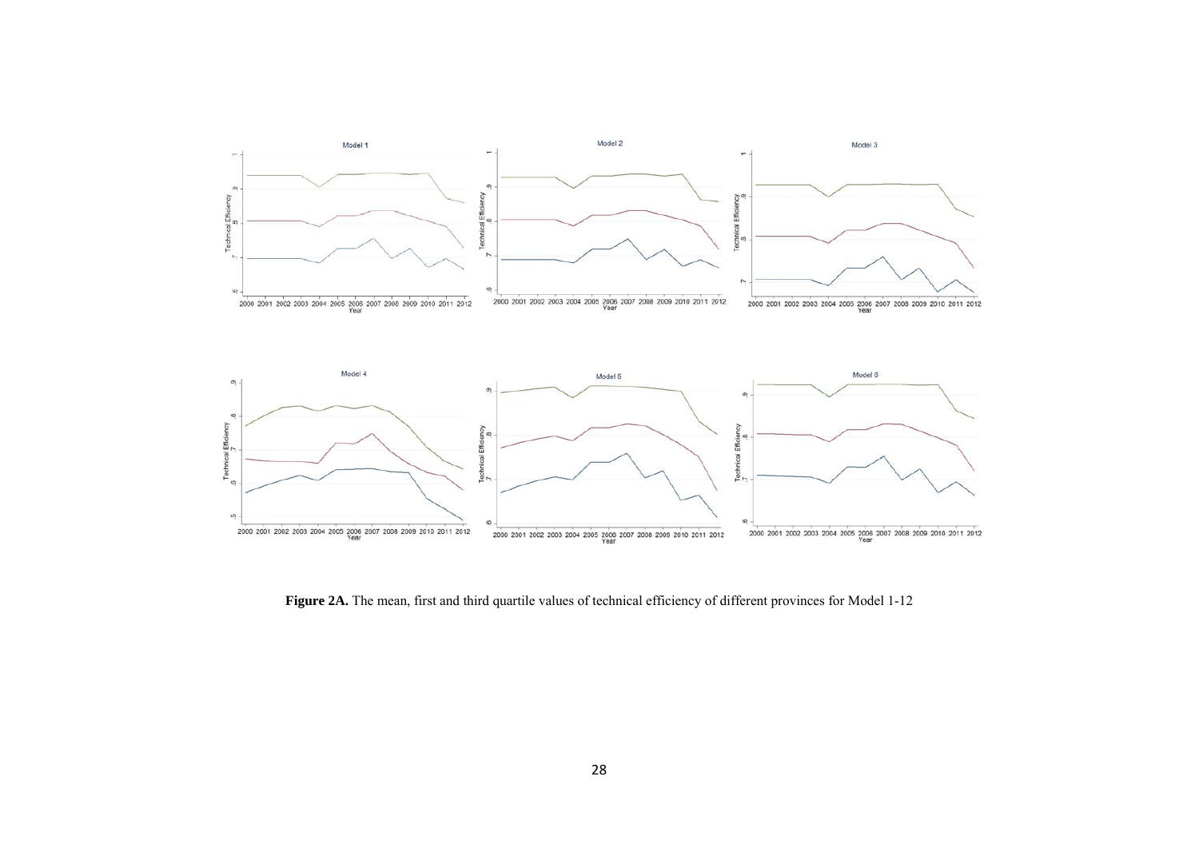**Figure 2A.** The mean, first and third quartile values of technical efficiency of different provinces for Model 1-12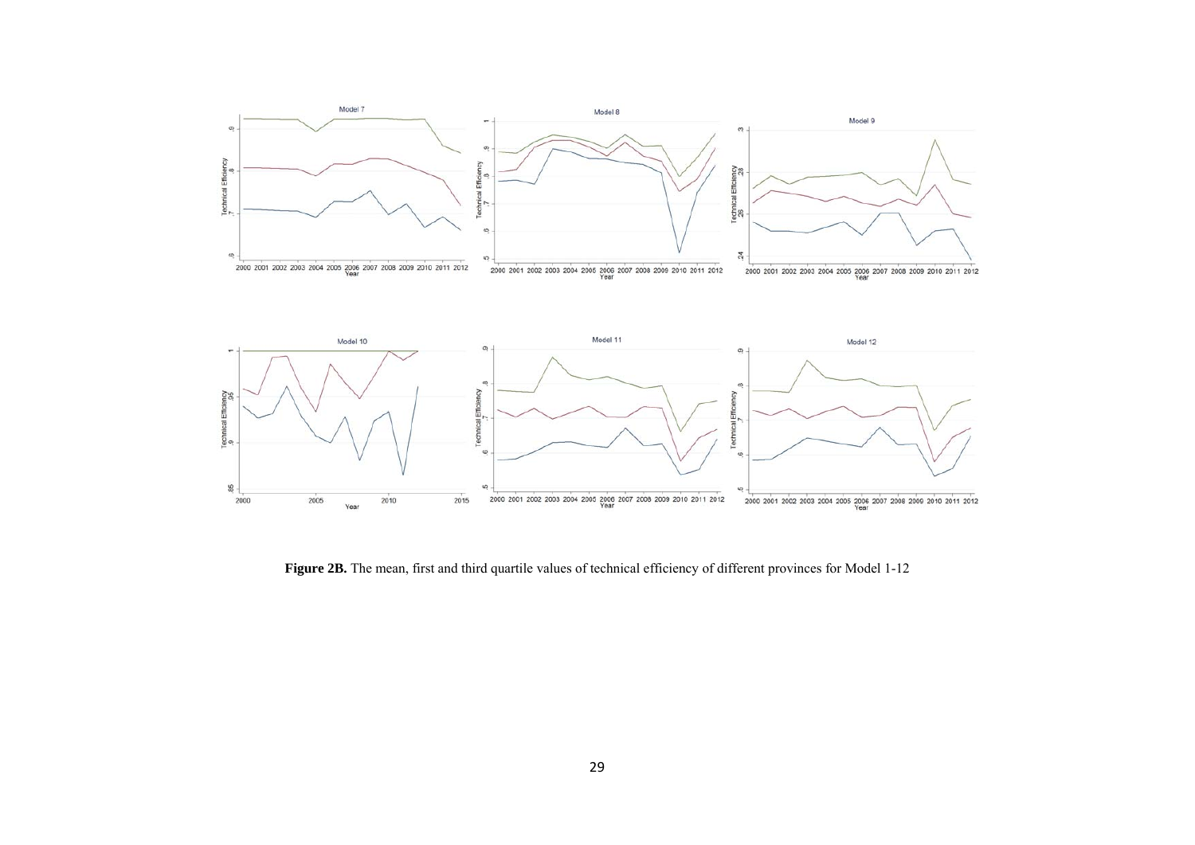**Figure 2B.** The mean, first and third quartile values of technical efficiency of different provinces for Model 1-12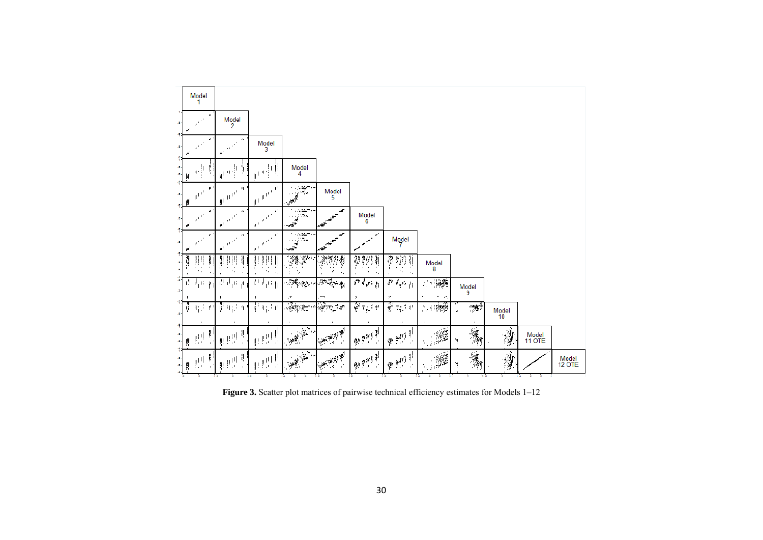Model 1

Model 2

Model 3

Model 4

Model 5

Model 6

Model 7

Model 8

Model 9

Model 10

Model 11 OTE

Model 12 OTE

**Figure 3.** Scatter plot matrices of pairwise technical efficiency estimates for Models 1–12